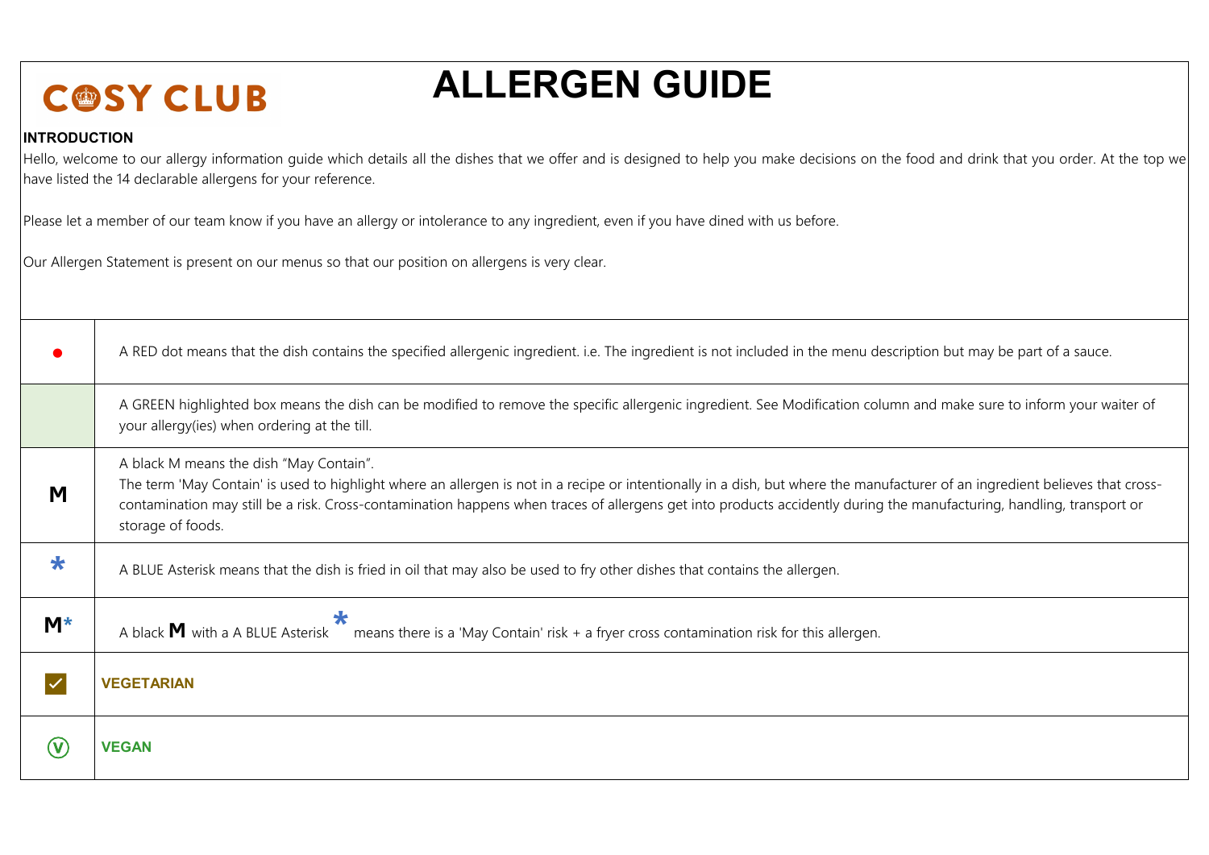COSY CLUB

# ALLERGEN GUIDE

**INTRODUCTION**

Hello, welcome to our allergy information guide which details all the dishes that we offer and is designed to help you make decisions on the food and drink that you order. At the top we have listed the 14 declarable allergens for your reference.

Please let a member of our team know if you have an allergy or intolerance to any ingredient, even if you have dined with us before.

Our Allergen Statement is present on our menus so that our position on allergens is very clear.

| Symbol | Meaning |
|---|---|
| ● | A RED dot means that the dish contains the specified allergenic ingredient. i.e. The ingredient is not included in the menu description but may be part of a sauce. |
| (green box) | A GREEN highlighted box means the dish can be modified to remove the specific allergenic ingredient. See Modification column and make sure to inform your waiter of your allergy(ies) when ordering at the till. |
| M | A black M means the dish "May Contain". The term 'May Contain' is used to highlight where an allergen is not in a recipe or intentionally in a dish, but where the manufacturer of an ingredient believes that cross-contamination may still be a risk. Cross-contamination happens when traces of allergens get into products accidently during the manufacturing, handling, transport or storage of foods. |
| * | A BLUE Asterisk means that the dish is fried in oil that may also be used to fry other dishes that contains the allergen. |
| M* | A black M with a A BLUE Asterisk * means there is a 'May Contain' risk + a fryer cross contamination risk for this allergen. |
| ✓ | **VEGETARIAN** |
| Ⓥ | **VEGAN** |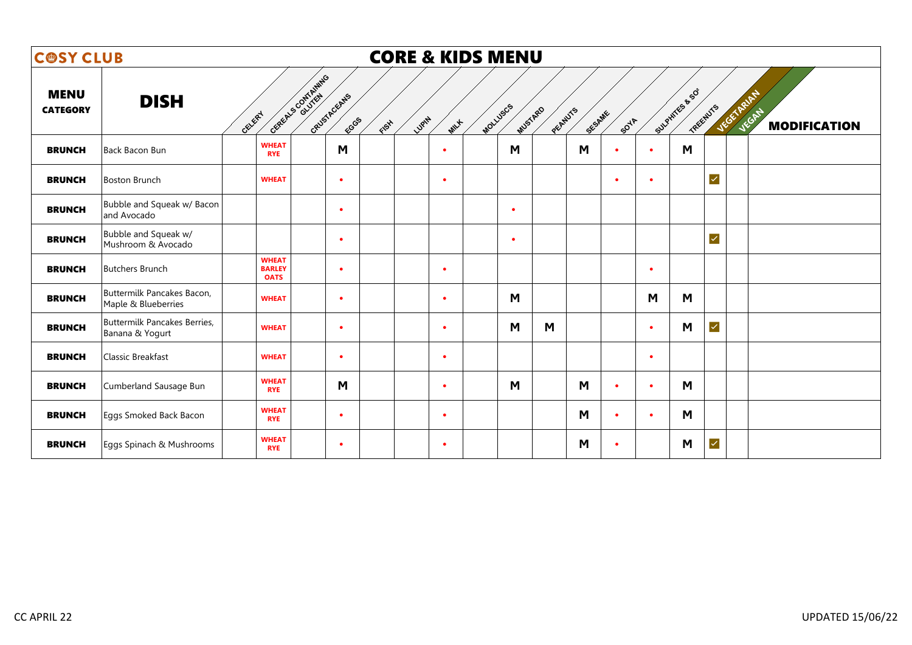# COSY CLUB

## CORE & KIDS MENU

| MENU CATEGORY | DISH | CELERY | CEREALS CONTAINING GLUTEN | CRUSTACEANS | EGGS | FISH | LUPIN | MILK | MOLLUSCS | MUSTARD | PEANUTS | SESAME | SOYA | SULPHITES & SO2 | TREENUTS | VEGETARIAN | VEGAN | MODIFICATION |
|---|---|---|---|---|---|---|---|---|---|---|---|---|---|---|---|---|---|---|
| **BRUNCH** | Back Bacon Bun | | WHEAT RYE | | M | | | • | | M | | M | • | • | M | | | |
| **BRUNCH** | Boston Brunch | | WHEAT | | • | | | • | | | | | • | • | | ✓ | | |
| **BRUNCH** | Bubble and Squeak w/ Bacon and Avocado | | | | • | | | | | • | | | | | | | | |
| **BRUNCH** | Bubble and Squeak w/ Mushroom & Avocado | | | | • | | | | | • | | | | | | ✓ | | |
| **BRUNCH** | Butchers Brunch | | WHEAT BARLEY OATS | | • | | | • | | | | | | • | | | | |
| **BRUNCH** | Buttermilk Pancakes Bacon, Maple & Blueberries | | WHEAT | | • | | | • | | M | | | | M | M | | | |
| **BRUNCH** | Buttermilk Pancakes Berries, Banana & Yogurt | | WHEAT | | • | | | • | | M | M | | | • | M | ✓ | | |
| **BRUNCH** | Classic Breakfast | | WHEAT | | • | | | • | | | | | | • | | | | |
| **BRUNCH** | Cumberland Sausage Bun | | WHEAT RYE | | M | | | • | | M | | M | • | • | M | | | |
| **BRUNCH** | Eggs Smoked Back Bacon | | WHEAT RYE | | • | | | • | | | | M | • | • | M | | | |
| **BRUNCH** | Eggs Spinach & Mushrooms | | WHEAT RYE | | • | | | • | | | | M | • | | M | ✓ | | |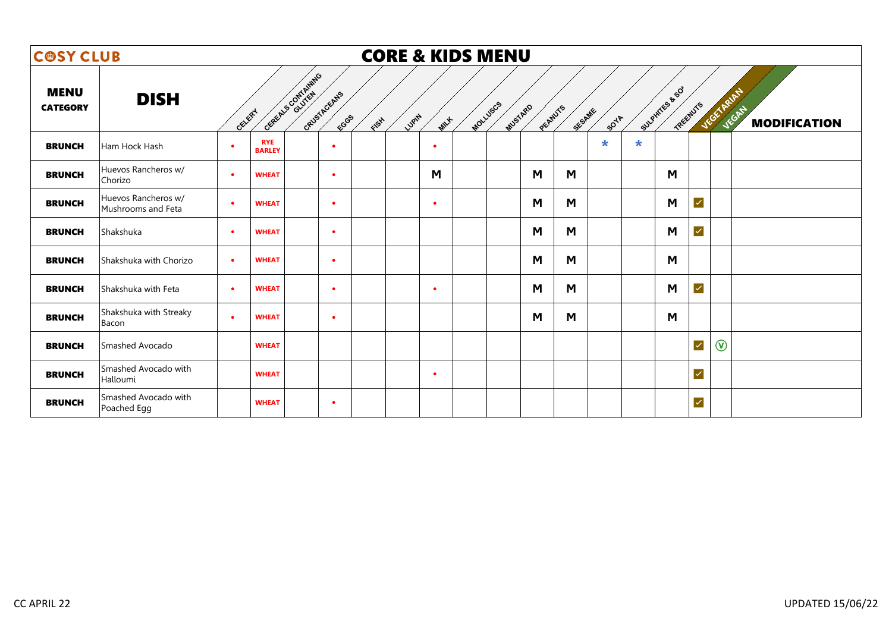**COSY CLUB**

# CORE & KIDS MENU

| MENU CATEGORY | DISH | CELERY | CEREALS CONTAINING GLUTEN | CRUSTACEANS | EGGS | FISH | LUPIN | MILK | MOLLUSCS | MUSTARD | PEANUTS | SESAME | SOYA | SULPHITES & SO² | TREENUTS | VEGETARIAN | VEGAN | MODIFICATION |
|---|---|---|---|---|---|---|---|---|---|---|---|---|---|---|---|---|---|---|
| BRUNCH | Ham Hock Hash | • | RYE BARLEY | | • | | | • | | | | * | * | | | | | |
| BRUNCH | Huevos Rancheros w/ Chorizo | • | WHEAT | | • | | | M | | | M | M | | | M | | | |
| BRUNCH | Huevos Rancheros w/ Mushrooms and Feta | • | WHEAT | | • | | | • | | | M | M | | | M | ✓ | | |
| BRUNCH | Shakshuka | • | WHEAT | | • | | | | | | M | M | | | M | ✓ | | |
| BRUNCH | Shakshuka with Chorizo | • | WHEAT | | • | | | | | | M | M | | | M | | | |
| BRUNCH | Shakshuka with Feta | • | WHEAT | | • | | | • | | | M | M | | | M | ✓ | | |
| BRUNCH | Shakshuka with Streaky Bacon | • | WHEAT | | • | | | | | | M | M | | | M | | | |
| BRUNCH | Smashed Avocado | | WHEAT | | | | | | | | | | | | | ✓ | Ⓥ | |
| BRUNCH | Smashed Avocado with Halloumi | | WHEAT | | | | | • | | | | | | | | ✓ | | |
| BRUNCH | Smashed Avocado with Poached Egg | | WHEAT | | • | | | | | | | | | | | ✓ | | |

CC APRIL 22

UPDATED 15/06/22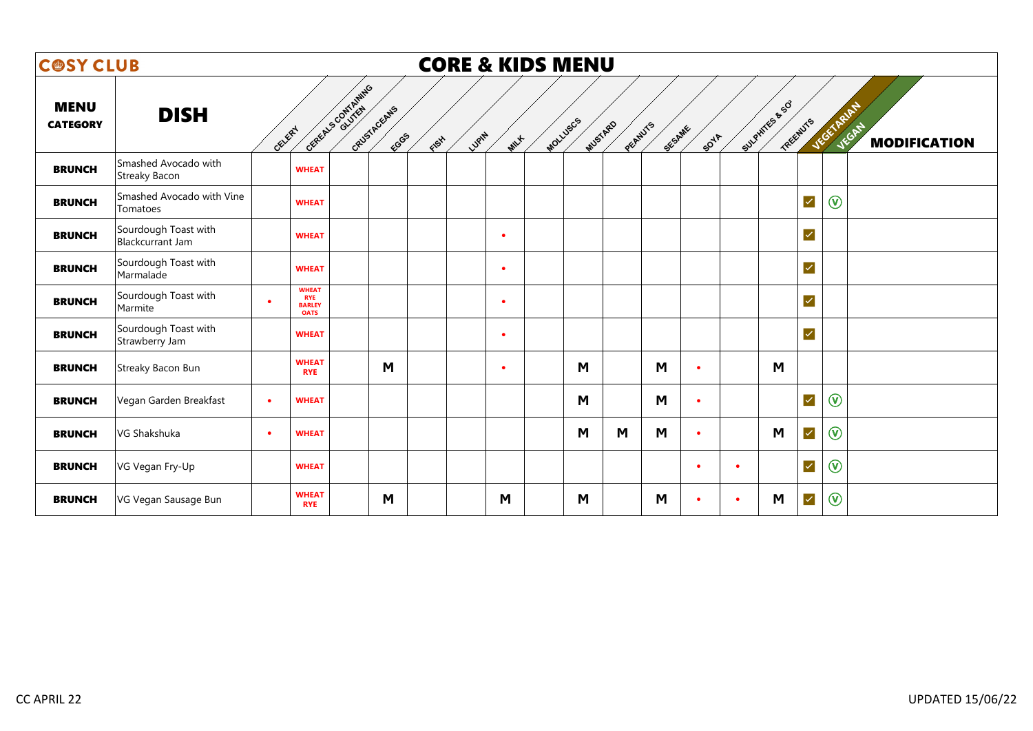# COSY CLUB

## CORE & KIDS MENU

| MENU CATEGORY | DISH | CELERY | CEREALS CONTAINING GLUTEN | CRUSTACEANS | EGGS | FISH | LUPIN | MILK | MOLLUSCS | MUSTARD | PEANUTS | SESAME | SOYA | SULPHITES & SO² | TREENUTS | VEGETARIAN | VEGAN | MODIFICATION |
|---|---|---|---|---|---|---|---|---|---|---|---|---|---|---|---|---|---|---|
| BRUNCH | Smashed Avocado with Streaky Bacon | | WHEAT | | | | | | | | | | | | | | | |
| BRUNCH | Smashed Avocado with Vine Tomatoes | | WHEAT | | | | | | | | | | | | | ✓ | Ⓥ | |
| BRUNCH | Sourdough Toast with Blackcurrant Jam | | WHEAT | | | | | • | | | | | | | | ✓ | | |
| BRUNCH | Sourdough Toast with Marmalade | | WHEAT | | | | | • | | | | | | | | ✓ | | |
| BRUNCH | Sourdough Toast with Marmite | • | WHEAT RYE BARLEY OATS | | | | | • | | | | | | | | ✓ | | |
| BRUNCH | Sourdough Toast with Strawberry Jam | | WHEAT | | | | | • | | | | | | | | ✓ | | |
| BRUNCH | Streaky Bacon Bun | | WHEAT RYE | | M | | | • | | M | | M | • | | M | | | |
| BRUNCH | Vegan Garden Breakfast | • | WHEAT | | | | | | | M | | M | • | | | ✓ | Ⓥ | |
| BRUNCH | VG Shakshuka | • | WHEAT | | | | | | | M | M | M | • | | M | ✓ | Ⓥ | |
| BRUNCH | VG Vegan Fry-Up | | WHEAT | | | | | | | | | | • | • | | ✓ | Ⓥ | |
| BRUNCH | VG Vegan Sausage Bun | | WHEAT RYE | | M | | | M | | M | | M | • | • | M | ✓ | Ⓥ | |

CC APRIL 22

UPDATED 15/06/22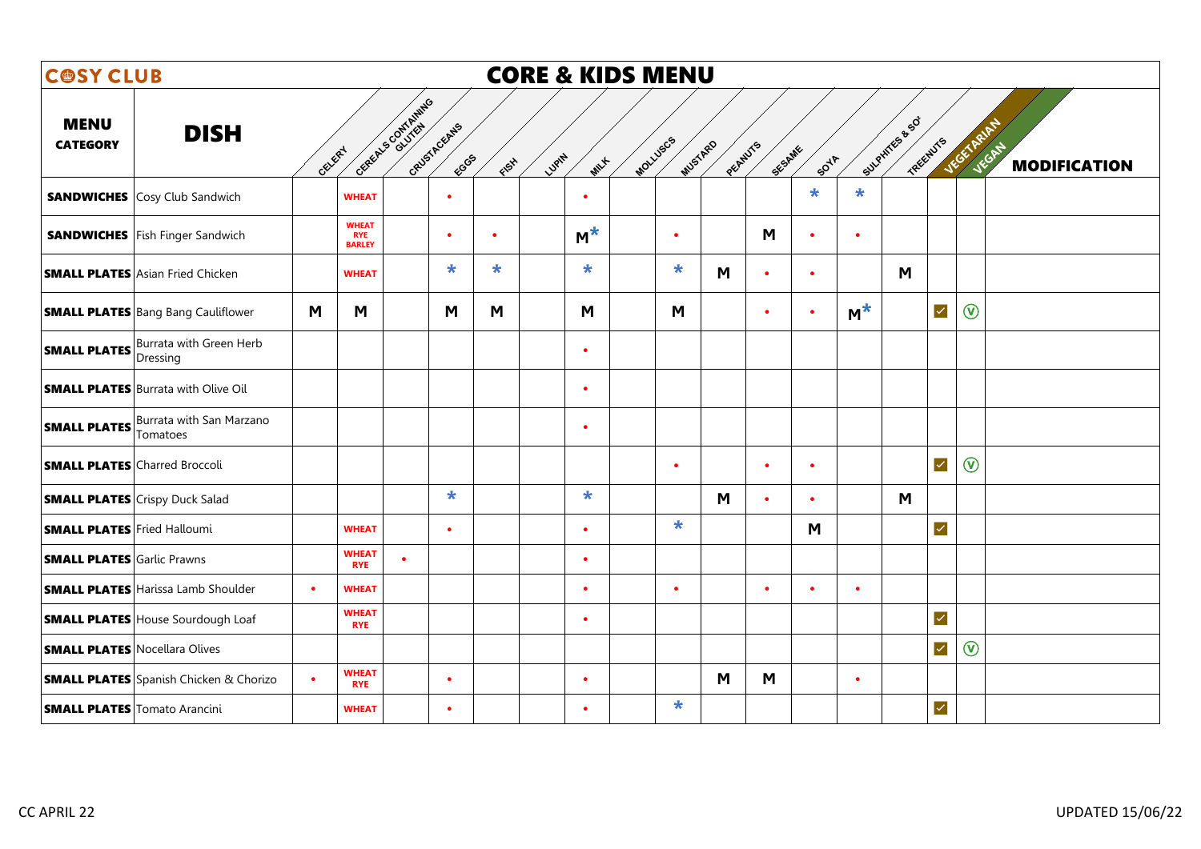# COSY CLUB

## CORE & KIDS MENU

| MENU CATEGORY | DISH | CELERY | CEREALS CONTAINING GLUTEN | CRUSTACEANS | EGGS | FISH | LUPIN | MILK | MOLLUSCS | MUSTARD | PEANUTS | SESAME | SOYA | SULPHITES & SO² | TREENUTS | VEGETARIAN | VEGAN | MODIFICATION |
|---|---|---|---|---|---|---|---|---|---|---|---|---|---|---|---|---|---|---|
| SANDWICHES | Cosy Club Sandwich | | WHEAT | | • | | | • | | | | | * | * | | | | |
| SANDWICHES | Fish Finger Sandwich | | WHEAT RYE BARLEY | | • | • | | M* | | • | | M | • | • | | | | |
| SMALL PLATES | Asian Fried Chicken | | WHEAT | | * | * | | * | | * | M | • | • | | M | | | |
| SMALL PLATES | Bang Bang Cauliflower | M | M | | M | M | | M | | M | | • | • | M* | | ✓ | Ⓥ | |
| SMALL PLATES | Burrata with Green Herb Dressing | | | | | | | • | | | | | | | | | | |
| SMALL PLATES | Burrata with Olive Oil | | | | | | | • | | | | | | | | | | |
| SMALL PLATES | Burrata with San Marzano Tomatoes | | | | | | | • | | | | | | | | | | |
| SMALL PLATES | Charred Broccoli | | | | | | | | | • | | • | • | | | ✓ | Ⓥ | |
| SMALL PLATES | Crispy Duck Salad | | | | * | | | * | | | M | • | • | | M | | | |
| SMALL PLATES | Fried Halloumi | | WHEAT | | • | | | • | | * | | | M | | | ✓ | | |
| SMALL PLATES | Garlic Prawns | | WHEAT RYE | • | | | | • | | | | | | | | | | |
| SMALL PLATES | Harissa Lamb Shoulder | • | WHEAT | | | | | • | | • | | • | • | • | | | | |
| SMALL PLATES | House Sourdough Loaf | | WHEAT RYE | | | | | • | | | | | | | | ✓ | | |
| SMALL PLATES | Nocellara Olives | | | | | | | | | | | | | | | ✓ | Ⓥ | |
| SMALL PLATES | Spanish Chicken & Chorizo | • | WHEAT RYE | | • | | | • | | | M | M | | • | | | | |
| SMALL PLATES | Tomato Arancini | | WHEAT | | • | | | • | | * | | | | | | ✓ | | |

CC APRIL 22

UPDATED 15/06/22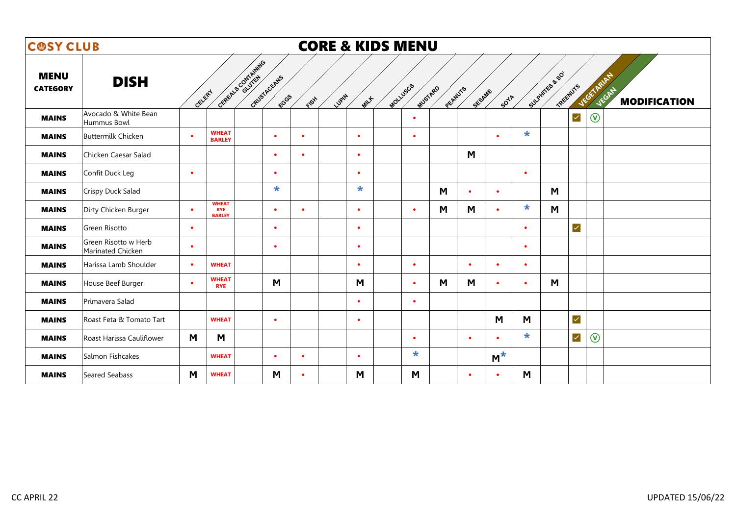# COSY CLUB

## CORE & KIDS MENU

| MENU CATEGORY | DISH | CELERY | CEREALS CONTAINING GLUTEN | CRUSTACEANS | EGGS | FISH | LUPIN | MILK | MOLLUSCS | MUSTARD | PEANUTS | SESAME | SOYA | SULPHITES & SO² | TREENUTS | VEGETARIAN | VEGAN | MODIFICATION |
|---|---|---|---|---|---|---|---|---|---|---|---|---|---|---|---|---|---|---|
| MAINS | Avocado & White Bean Hummus Bowl | | | | | | | | | • | | | | | | ✓ | Ⓥ | |
| MAINS | Buttermilk Chicken | • | WHEAT BARLEY | | • | • | | • | | • | | | • | * | | | | |
| MAINS | Chicken Caesar Salad | | | | • | • | | • | | | | M | | | | | | |
| MAINS | Confit Duck Leg | • | | | • | | | • | | | | | | • | | | | |
| MAINS | Crispy Duck Salad | | | | * | | | * | | | M | • | • | | M | | | |
| MAINS | Dirty Chicken Burger | • | WHEAT RYE BARLEY | | • | • | | • | | • | M | M | • | * | M | | | |
| MAINS | Green Risotto | • | | | • | | | • | | | | | | • | | ✓ | | |
| MAINS | Green Risotto w Herb Marinated Chicken | • | | | • | | | • | | | | | | • | | | | |
| MAINS | Harissa Lamb Shoulder | • | WHEAT | | | | | • | | • | | • | • | • | | | | |
| MAINS | House Beef Burger | • | WHEAT RYE | | M | | | M | | • | M | M | • | • | M | | | |
| MAINS | Primavera Salad | | | | | | | • | | • | | | | | | | | |
| MAINS | Roast Feta & Tomato Tart | | WHEAT | | • | | | • | | | | | M | M | | ✓ | | |
| MAINS | Roast Harissa Cauliflower | M | M | | | | | | | • | | • | • | * | | ✓ | Ⓥ | |
| MAINS | Salmon Fishcakes | | WHEAT | | • | • | | • | | * | | | M* | | | | | |
| MAINS | Seared Seabass | M | WHEAT | | M | • | | M | | M | | • | • | M | | | | |

CC APRIL 22

UPDATED 15/06/22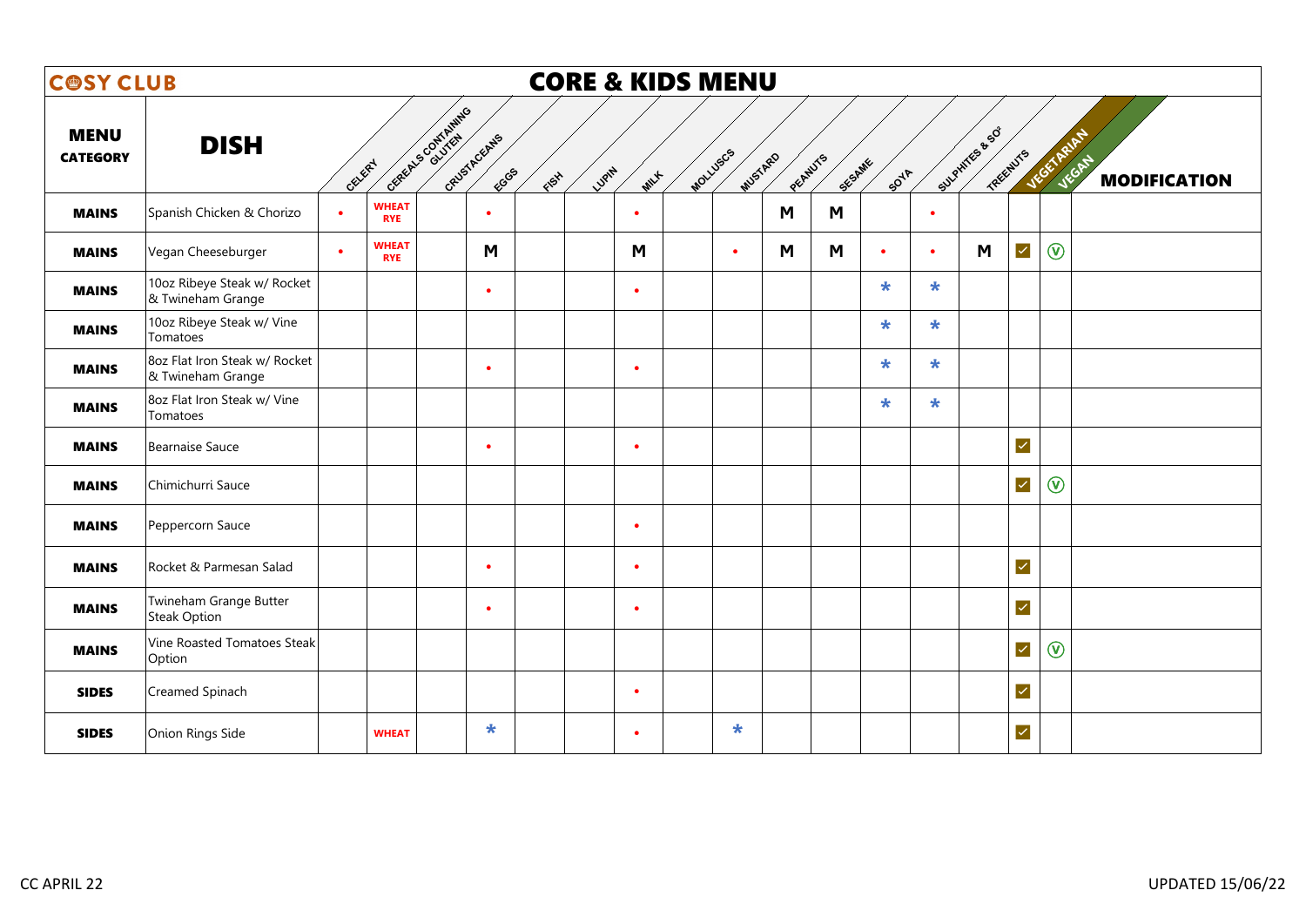# COSY CLUB

## CORE & KIDS MENU

| MENU CATEGORY | DISH | CELERY | CEREALS CONTAINING GLUTEN | CRUSTACEANS | EGGS | FISH | LUPIN | MILK | MOLLUSCS | MUSTARD | PEANUTS | SESAME | SOYA | SULPHITES & $SO_2$ | TREENUTS | VEGETARIAN | VEGAN | MODIFICATION |
|---|---|---|---|---|---|---|---|---|---|---|---|---|---|---|---|---|---|---|
| MAINS | Spanish Chicken & Chorizo | • | WHEAT RYE | | • | | | • | | | M | M | | • | | | | |
| MAINS | Vegan Cheeseburger | • | WHEAT RYE | | M | | | M | | • | M | M | • | • | M | ✓ | ⓥ | |
| MAINS | 10oz Ribeye Steak w/ Rocket & Twineham Grange | | | | • | | | • | | | | | * | * | | | | |
| MAINS | 10oz Ribeye Steak w/ Vine Tomatoes | | | | | | | | | | | | * | * | | | | |
| MAINS | 8oz Flat Iron Steak w/ Rocket & Twineham Grange | | | | • | | | • | | | | | * | * | | | | |
| MAINS | 8oz Flat Iron Steak w/ Vine Tomatoes | | | | | | | | | | | | * | * | | | | |
| MAINS | Bearnaise Sauce | | | | • | | | • | | | | | | | | ✓ | | |
| MAINS | Chimichurri Sauce | | | | | | | | | | | | | | | ✓ | ⓥ | |
| MAINS | Peppercorn Sauce | | | | | | | • | | | | | | | | | | |
| MAINS | Rocket & Parmesan Salad | | | | • | | | • | | | | | | | | ✓ | | |
| MAINS | Twineham Grange Butter Steak Option | | | | • | | | • | | | | | | | | ✓ | | |
| MAINS | Vine Roasted Tomatoes Steak Option | | | | | | | | | | | | | | | ✓ | ⓥ | |
| SIDES | Creamed Spinach | | | | | | | • | | | | | | | | ✓ | | |
| SIDES | Onion Rings Side | | WHEAT | | * | | | • | | * | | | | | | ✓ | | |

CC APRIL 22

UPDATED 15/06/22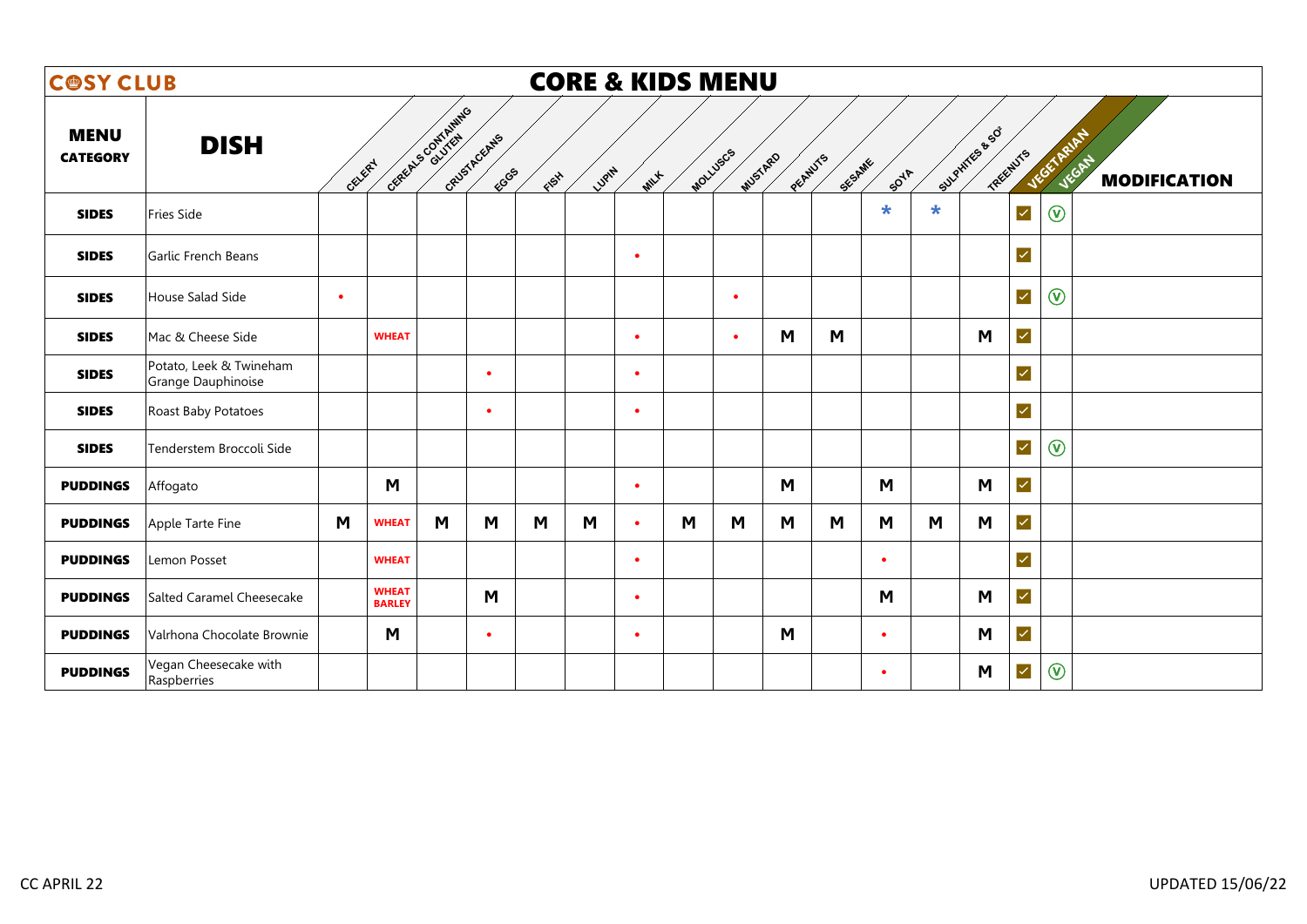**COSY CLUB**

# CORE & KIDS MENU

| MENU CATEGORY | DISH | CELERY | CEREALS CONTAINING GLUTEN | CRUSTACEANS | EGGS | FISH | LUPIN | MILK | MOLLUSCS | MUSTARD | PEANUTS | SESAME | SOYA | SULPHITES & SO² | TREENUTS | VEGETARIAN | VEGAN | MODIFICATION |
|---|---|---|---|---|---|---|---|---|---|---|---|---|---|---|---|---|---|---|
| SIDES | Fries Side | | | | | | | | | | | | * | * | | ✓ | Ⓥ | |
| SIDES | Garlic French Beans | | | | | | | • | | | | | | | | ✓ | | |
| SIDES | House Salad Side | • | | | | | | | | • | | | | | | ✓ | Ⓥ | |
| SIDES | Mac & Cheese Side | | WHEAT | | | | | • | | • | M | M | | | M | ✓ | | |
| SIDES | Potato, Leek & Twineham Grange Dauphinoise | | | | • | | | • | | | | | | | | ✓ | | |
| SIDES | Roast Baby Potatoes | | | | • | | | • | | | | | | | | ✓ | | |
| SIDES | Tenderstem Broccoli Side | | | | | | | | | | | | | | | ✓ | Ⓥ | |
| PUDDINGS | Affogato | | M | | | | | • | | | M | | M | | M | ✓ | | |
| PUDDINGS | Apple Tarte Fine | M | WHEAT | M | M | M | M | • | M | M | M | M | M | M | M | ✓ | | |
| PUDDINGS | Lemon Posset | | WHEAT | | | | | • | | | | | • | | | ✓ | | |
| PUDDINGS | Salted Caramel Cheesecake | | WHEAT BARLEY | | M | | | • | | | | | M | | M | ✓ | | |
| PUDDINGS | Valrhona Chocolate Brownie | | M | | • | | | • | | | M | | • | | M | ✓ | | |
| PUDDINGS | Vegan Cheesecake with Raspberries | | | | | | | | | | | | • | | M | ✓ | Ⓥ | |

CC APRIL 22

UPDATED 15/06/22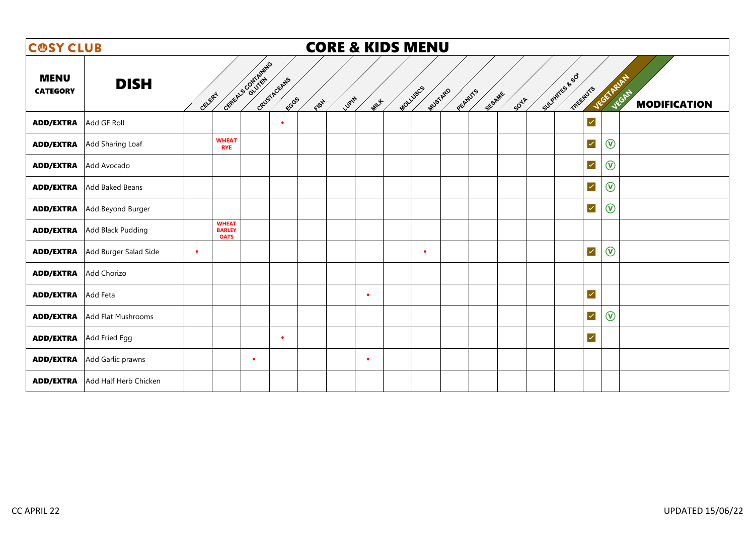# COSY CLUB

## CORE & KIDS MENU

| MENU CATEGORY | DISH | CELERY | CEREALS CONTAINING GLUTEN | CRUSTACEANS | EGGS | FISH | LUPIN | MILK | MOLLUSCS | MUSTARD | PEANUTS | SESAME | SOYA | SULPHITES & SO² | TREENUTS | VEGETARIAN | VEGAN | MODIFICATION |
|---|---|---|---|---|---|---|---|---|---|---|---|---|---|---|---|---|---|---|
| ADD/EXTRA | Add GF Roll | | | | • | | | | | | | | | | | ✓ | | |
| ADD/EXTRA | Add Sharing Loaf | | WHEAT RYE | | | | | | | | | | | | | ✓ | Ⓥ | |
| ADD/EXTRA | Add Avocado | | | | | | | | | | | | | | | ✓ | Ⓥ | |
| ADD/EXTRA | Add Baked Beans | | | | | | | | | | | | | | | ✓ | Ⓥ | |
| ADD/EXTRA | Add Beyond Burger | | | | | | | | | | | | | | | ✓ | Ⓥ | |
| ADD/EXTRA | Add Black Pudding | | WHEAT BARLEY OATS | | | | | | | | | | | | | | | |
| ADD/EXTRA | Add Burger Salad Side | • | | | | | | | | • | | | | | | ✓ | Ⓥ | |
| ADD/EXTRA | Add Chorizo | | | | | | | | | | | | | | | | | |
| ADD/EXTRA | Add Feta | | | | | | | • | | | | | | | | ✓ | | |
| ADD/EXTRA | Add Flat Mushrooms | | | | | | | | | | | | | | | ✓ | Ⓥ | |
| ADD/EXTRA | Add Fried Egg | | | | • | | | | | | | | | | | ✓ | | |
| ADD/EXTRA | Add Garlic prawns | | | • | | | | • | | | | | | | | | | |
| ADD/EXTRA | Add Half Herb Chicken | | | | | | | | | | | | | | | | | |

CC APRIL 22

UPDATED 15/06/22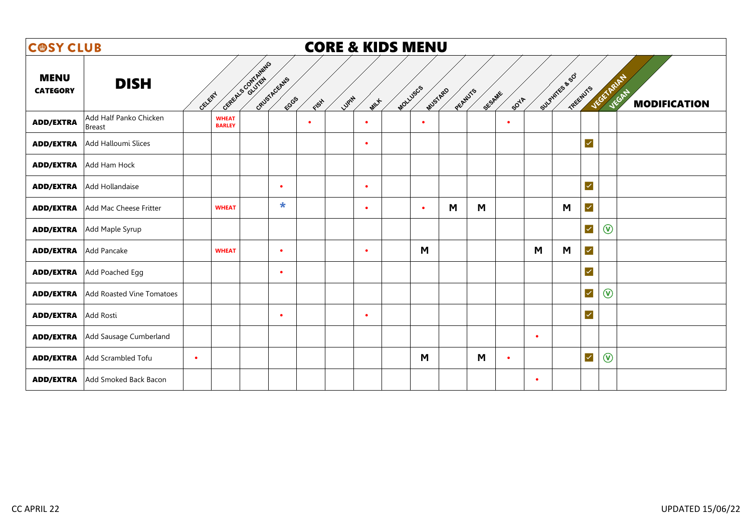# COSY CLUB

## CORE & KIDS MENU

| MENU CATEGORY | DISH | CELERY | CEREALS CONTAINING GLUTEN | CRUSTACEANS | EGGS | FISH | LUPIN | MILK | MOLLUSCS | MUSTARD | PEANUTS | SESAME | SOYA | SULPHITES & SO² | TREENUTS | VEGETARIAN | VEGAN | MODIFICATION |
|---|---|---|---|---|---|---|---|---|---|---|---|---|---|---|---|---|---|---|
| ADD/EXTRA | Add Half Panko Chicken Breast | | WHEAT BARLEY | | | • | | • | | • | | | • | | | | | |
| ADD/EXTRA | Add Halloumi Slices | | | | | | | • | | | | | | | | ✓ | | |
| ADD/EXTRA | Add Ham Hock | | | | | | | | | | | | | | | | | |
| ADD/EXTRA | Add Hollandaise | | | | • | | | • | | | | | | | | ✓ | | |
| ADD/EXTRA | Add Mac Cheese Fritter | | WHEAT | | * | | | • | | • | M | M | | | M | ✓ | | |
| ADD/EXTRA | Add Maple Syrup | | | | | | | | | | | | | | | ✓ | Ⓥ | |
| ADD/EXTRA | Add Pancake | | WHEAT | | • | | | • | | M | | | | M | M | ✓ | | |
| ADD/EXTRA | Add Poached Egg | | | | • | | | | | | | | | | | ✓ | | |
| ADD/EXTRA | Add Roasted Vine Tomatoes | | | | | | | | | | | | | | | ✓ | Ⓥ | |
| ADD/EXTRA | Add Rosti | | | | • | | | • | | | | | | | | ✓ | | |
| ADD/EXTRA | Add Sausage Cumberland | | | | | | | | | | | | | • | | | | |
| ADD/EXTRA | Add Scrambled Tofu | • | | | | | | | | M | | M | • | | | ✓ | Ⓥ | |
| ADD/EXTRA | Add Smoked Back Bacon | | | | | | | | | | | | | • | | | | |

CC APRIL 22

UPDATED 15/06/22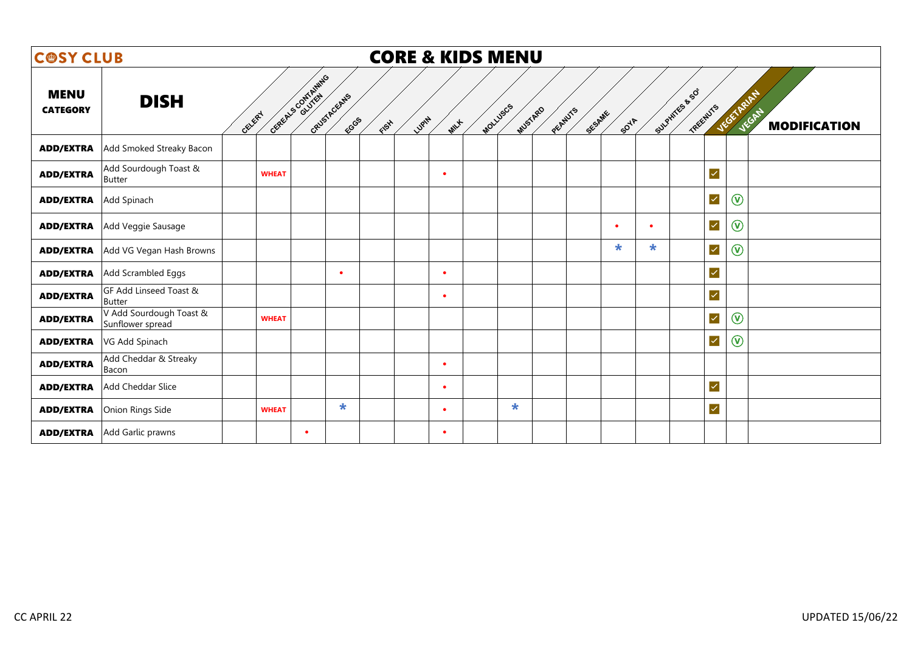**COSY CLUB**

# CORE & KIDS MENU

| MENU CATEGORY | DISH | CELERY | CEREALS CONTAINING GLUTEN | CRUSTACEANS | EGGS | FISH | LUPIN | MILK | MOLLUSCS | MUSTARD | PEANUTS | SESAME | SOYA | SULPHITES & $SO_2$ | TREENUTS | VEGETARIAN | VEGAN | MODIFICATION |
|---|---|---|---|---|---|---|---|---|---|---|---|---|---|---|---|---|---|---|
| ADD/EXTRA | Add Smoked Streaky Bacon | | | | | | | | | | | | | | | | | |
| ADD/EXTRA | Add Sourdough Toast & Butter | | WHEAT | | | | | • | | | | | | | | ☑ | | |
| ADD/EXTRA | Add Spinach | | | | | | | | | | | | | | | ☑ | Ⓥ | |
| ADD/EXTRA | Add Veggie Sausage | | | | | | | | | | | | • | • | | ☑ | Ⓥ | |
| ADD/EXTRA | Add VG Vegan Hash Browns | | | | | | | | | | | | * | * | | ☑ | Ⓥ | |
| ADD/EXTRA | Add Scrambled Eggs | | | | • | | | • | | | | | | | | ☑ | | |
| ADD/EXTRA | GF Add Linseed Toast & Butter | | | | | | | • | | | | | | | | ☑ | | |
| ADD/EXTRA | V Add Sourdough Toast & Sunflower spread | | WHEAT | | | | | | | | | | | | | ☑ | Ⓥ | |
| ADD/EXTRA | VG Add Spinach | | | | | | | | | | | | | | | ☑ | Ⓥ | |
| ADD/EXTRA | Add Cheddar & Streaky Bacon | | | | | | | • | | | | | | | | | | |
| ADD/EXTRA | Add Cheddar Slice | | | | | | | • | | | | | | | | ☑ | | |
| ADD/EXTRA | Onion Rings Side | | WHEAT | | * | | | • | | * | | | | | | ☑ | | |
| ADD/EXTRA | Add Garlic prawns | | | • | | | | • | | | | | | | | | | |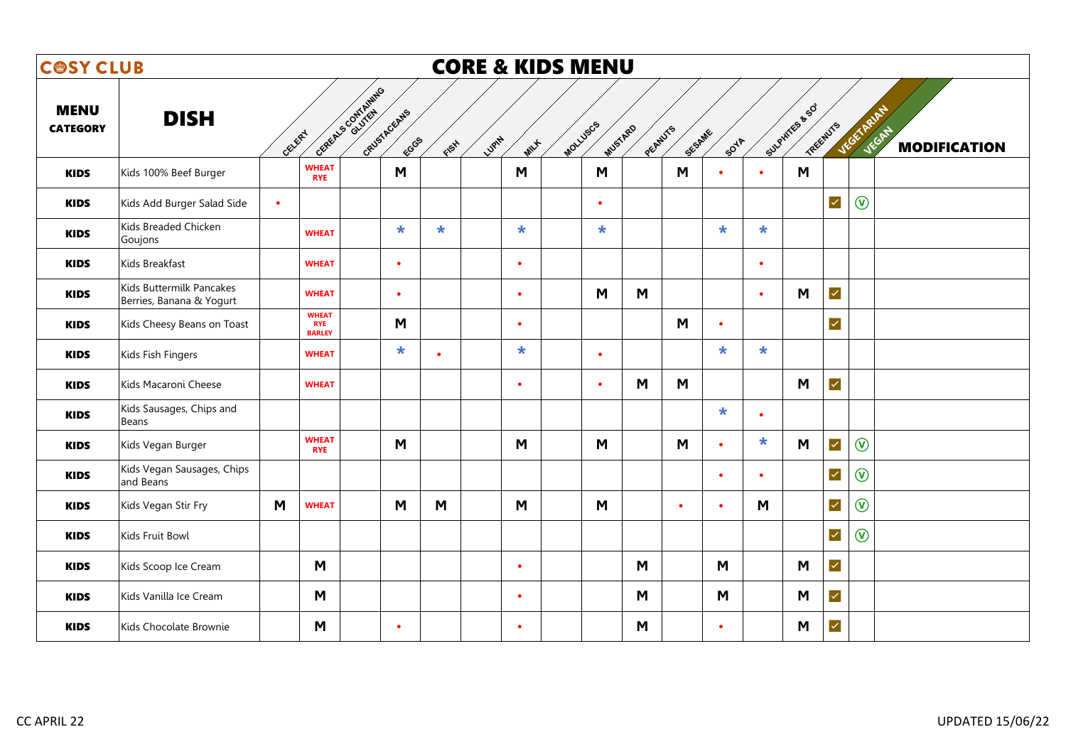# COSY CLUB

## CORE & KIDS MENU

| MENU CATEGORY | DISH | CELERY | CEREALS CONTAINING GLUTEN | CRUSTACEANS | EGGS | FISH | LUPIN | MILK | MOLLUSCS | MUSTARD | PEANUTS | SESAME | SOYA | SULPHITES & $SO^2$ | TREENUTS | VEGETARIAN | VEGAN | MODIFICATION |
|---|---|---|---|---|---|---|---|---|---|---|---|---|---|---|---|---|---|---|
| KIDS | Kids 100% Beef Burger | | WHEAT RYE | | M | | | M | | M | | M | • | • | M | | | |
| KIDS | Kids Add Burger Salad Side | • | | | | | | | | • | | | | | | ✓ | Ⓥ | |
| KIDS | Kids Breaded Chicken Goujons | | WHEAT | | * | * | | * | | * | | | * | * | | | | |
| KIDS | Kids Breakfast | | WHEAT | | • | | | • | | | | | | • | | | | |
| KIDS | Kids Buttermilk Pancakes Berries, Banana & Yogurt | | WHEAT | | • | | | • | | M | M | | | • | M | ✓ | | |
| KIDS | Kids Cheesy Beans on Toast | | WHEAT RYE BARLEY | | M | | | • | | | | M | • | | | ✓ | | |
| KIDS | Kids Fish Fingers | | WHEAT | | * | • | | * | | • | | | * | * | | | | |
| KIDS | Kids Macaroni Cheese | | WHEAT | | | | | • | | • | M | M | | | M | ✓ | | |
| KIDS | Kids Sausages, Chips and Beans | | | | | | | | | | | | * | • | | | | |
| KIDS | Kids Vegan Burger | | WHEAT RYE | | M | | | M | | M | | M | • | * | M | ✓ | Ⓥ | |
| KIDS | Kids Vegan Sausages, Chips and Beans | | | | | | | | | | | | • | • | | ✓ | Ⓥ | |
| KIDS | Kids Vegan Stir Fry | M | WHEAT | | M | M | | M | | M | | • | • | M | | ✓ | Ⓥ | |
| KIDS | Kids Fruit Bowl | | | | | | | | | | | | | | | ✓ | Ⓥ | |
| KIDS | Kids Scoop Ice Cream | | M | | | | | • | | | M | | M | | M | ✓ | | |
| KIDS | Kids Vanilla Ice Cream | | M | | | | | • | | | M | | M | | M | ✓ | | |
| KIDS | Kids Chocolate Brownie | | M | | • | | | • | | | M | | • | | M | ✓ | | |

CC APRIL 22

UPDATED 15/06/22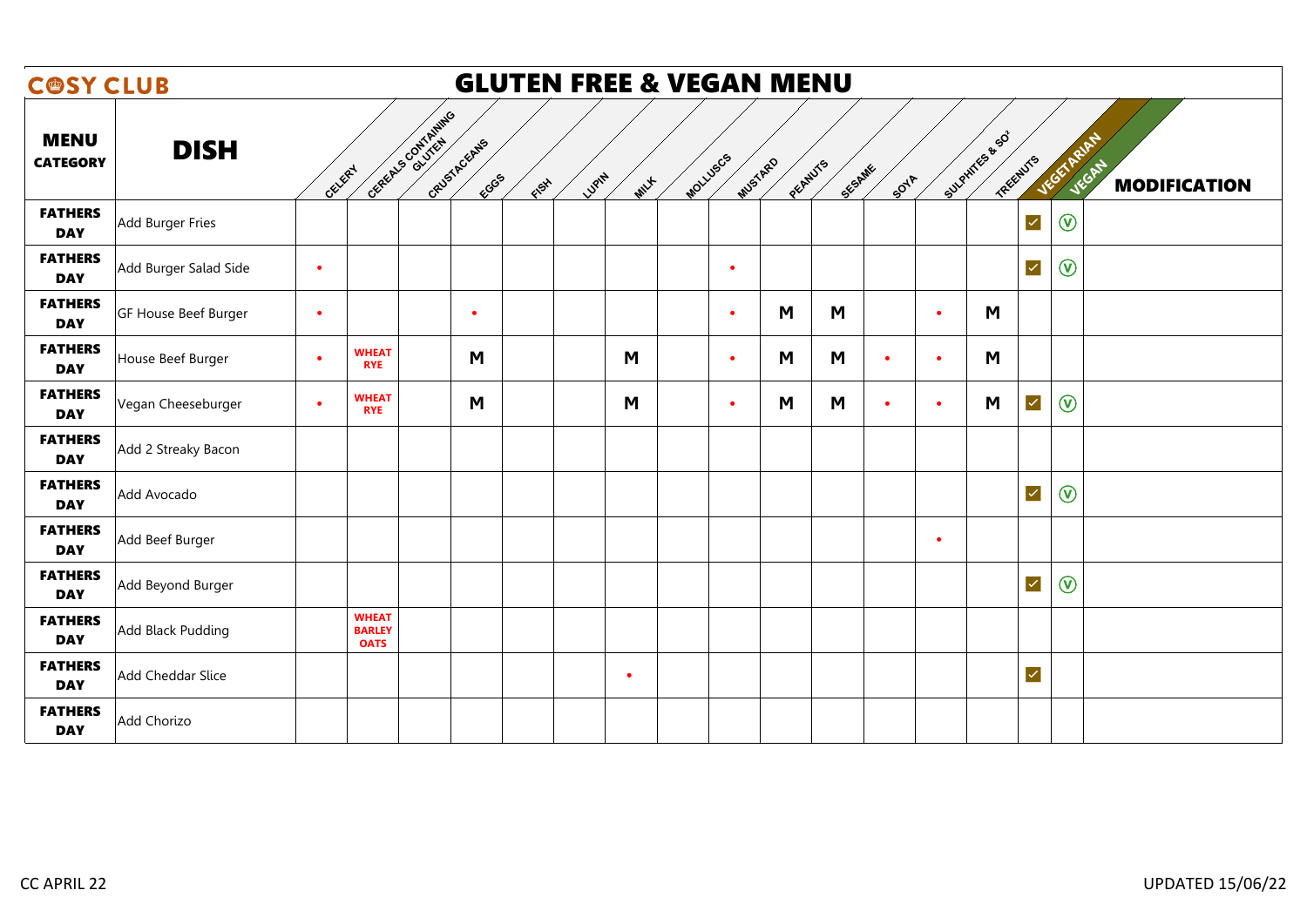# COSY CLUB

## GLUTEN FREE & VEGAN MENU

| MENU CATEGORY | DISH | CELERY | CEREALS CONTAINING GLUTEN | CRUSTACEANS | EGGS | FISH | LUPIN | MILK | MOLLUSCS | MUSTARD | PEANUTS | SESAME | SOYA | SULPHITES & SO² | TREENUTS | VEGETARIAN | VEGAN | MODIFICATION |
|---|---|---|---|---|---|---|---|---|---|---|---|---|---|---|---|---|---|---|
| FATHERS DAY | Add Burger Fries | | | | | | | | | | | | | | | ☑ | Ⓥ | |
| FATHERS DAY | Add Burger Salad Side | • | | | | | | | | • | | | | | | ☑ | Ⓥ | |
| FATHERS DAY | GF House Beef Burger | • | | | • | | | | | • | M | M | | • | M | | | |
| FATHERS DAY | House Beef Burger | • | WHEAT RYE | | M | | | M | | • | M | M | • | • | M | | | |
| FATHERS DAY | Vegan Cheeseburger | • | WHEAT RYE | | M | | | M | | • | M | M | • | • | M | ☑ | Ⓥ | |
| FATHERS DAY | Add 2 Streaky Bacon | | | | | | | | | | | | | | | | | |
| FATHERS DAY | Add Avocado | | | | | | | | | | | | | | | ☑ | Ⓥ | |
| FATHERS DAY | Add Beef Burger | | | | | | | | | | | | | • | | | | |
| FATHERS DAY | Add Beyond Burger | | | | | | | | | | | | | | | ☑ | Ⓥ | |
| FATHERS DAY | Add Black Pudding | | WHEAT BARLEY OATS | | | | | | | | | | | | | | | |
| FATHERS DAY | Add Cheddar Slice | | | | | | | • | | | | | | | | ☑ | | |
| FATHERS DAY | Add Chorizo | | | | | | | | | | | | | | | | | |

CC APRIL 22

UPDATED 15/06/22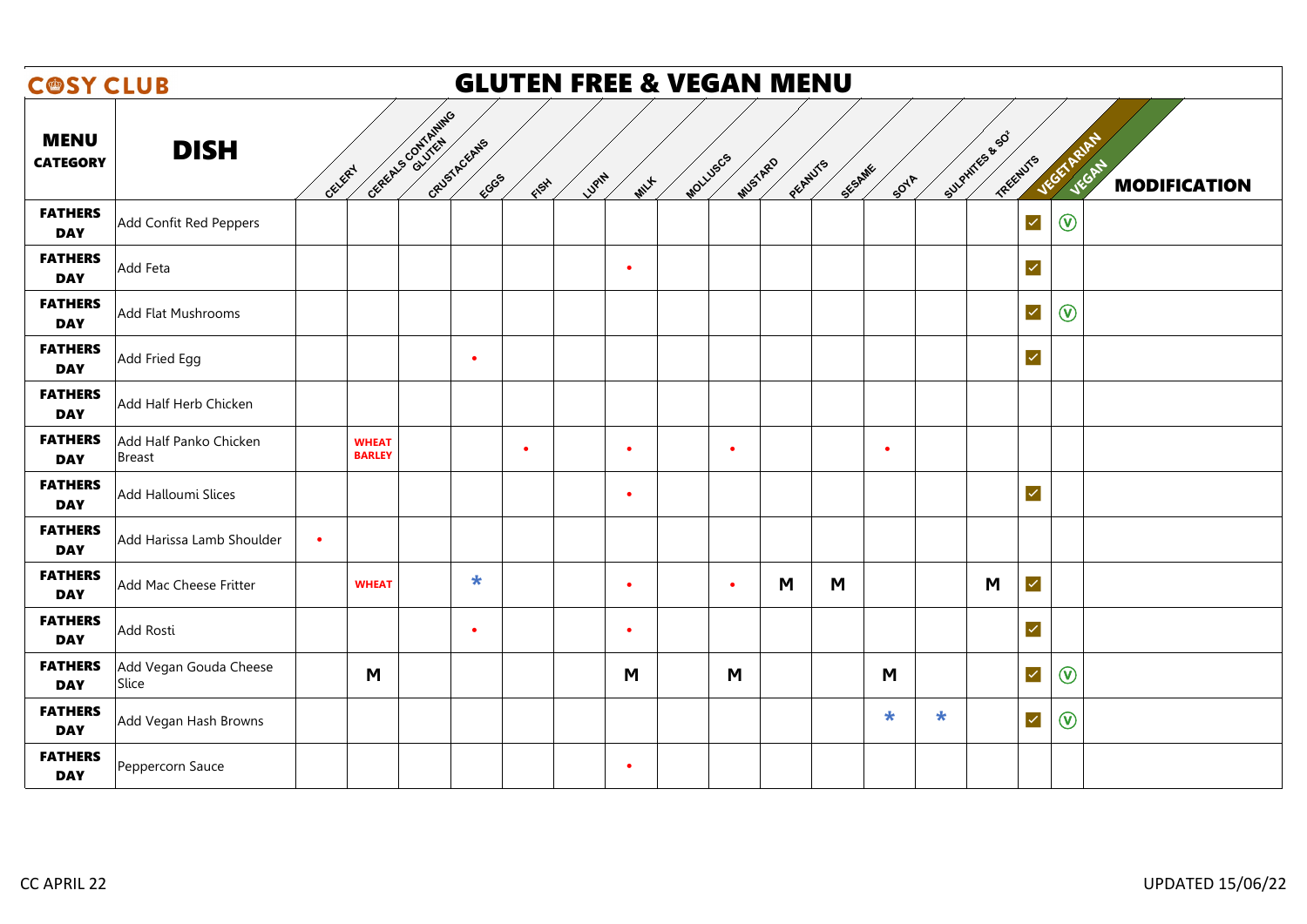# CØSY CLUB

## GLUTEN FREE & VEGAN MENU

| MENU CATEGORY | DISH | CELERY | CEREALS CONTAINING GLUTEN | CRUSTACEANS | EGGS | FISH | LUPIN | MILK | MOLLUSCS | MUSTARD | PEANUTS | SESAME | SOYA | SULPHITES & SO² | TREENUTS | VEGETARIAN | VEGAN | MODIFICATION |
|---|---|---|---|---|---|---|---|---|---|---|---|---|---|---|---|---|---|---|
| FATHERS DAY | Add Confit Red Peppers | | | | | | | | | | | | | | | ✓ | Ⓥ | |
| FATHERS DAY | Add Feta | | | | | | | • | | | | | | | | ✓ | | |
| FATHERS DAY | Add Flat Mushrooms | | | | | | | | | | | | | | | ✓ | Ⓥ | |
| FATHERS DAY | Add Fried Egg | | | | • | | | | | | | | | | | ✓ | | |
| FATHERS DAY | Add Half Herb Chicken | | | | | | | | | | | | | | | | | |
| FATHERS DAY | Add Half Panko Chicken Breast | | WHEAT BARLEY | | | • | | • | | • | | | • | | | | | |
| FATHERS DAY | Add Halloumi Slices | | | | | | | • | | | | | | | | ✓ | | |
| FATHERS DAY | Add Harissa Lamb Shoulder | • | | | | | | | | | | | | | | | | |
| FATHERS DAY | Add Mac Cheese Fritter | | WHEAT | | * | | | • | | • | M | M | | | M | ✓ | | |
| FATHERS DAY | Add Rosti | | | | • | | | • | | | | | | | | ✓ | | |
| FATHERS DAY | Add Vegan Gouda Cheese Slice | | M | | | | | M | | M | | | M | | | ✓ | Ⓥ | |
| FATHERS DAY | Add Vegan Hash Browns | | | | | | | | | | | | * | * | | ✓ | Ⓥ | |
| FATHERS DAY | Peppercorn Sauce | | | | | | | • | | | | | | | | | | |

CC APRIL 22

UPDATED 15/06/22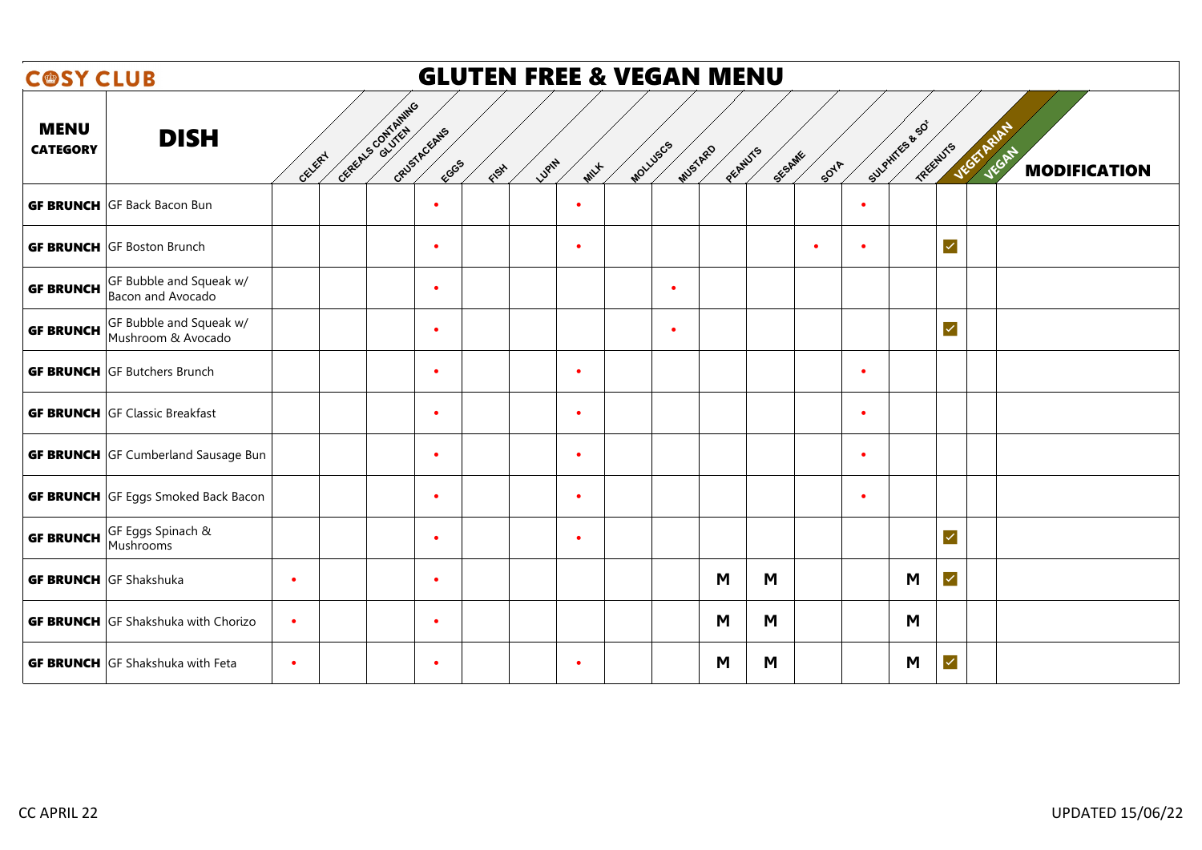# COSY CLUB

## GLUTEN FREE & VEGAN MENU

| MENU CATEGORY | DISH | CELERY | CEREALS CONTAINING GLUTEN | CRUSTACEANS | EGGS | FISH | LUPIN | MILK | MOLLUSCS | MUSTARD | PEANUTS | SESAME | SOYA | SULPHITES & $SO^2$ | TREENUTS | VEGETARIAN | VEGAN | MODIFICATION |
|---|---|---|---|---|---|---|---|---|---|---|---|---|---|---|---|---|---|---|
| GF BRUNCH | GF Back Bacon Bun | | | | • | | | • | | | | | | • | | | | |
| GF BRUNCH | GF Boston Brunch | | | | • | | | • | | | | | • | • | | ✓ | | |
| GF BRUNCH | GF Bubble and Squeak w/ Bacon and Avocado | | | | • | | | | | • | | | | | | | | |
| GF BRUNCH | GF Bubble and Squeak w/ Mushroom & Avocado | | | | • | | | | | • | | | | | | ✓ | | |
| GF BRUNCH | GF Butchers Brunch | | | | • | | | • | | | | | | • | | | | |
| GF BRUNCH | GF Classic Breakfast | | | | • | | | • | | | | | | • | | | | |
| GF BRUNCH | GF Cumberland Sausage Bun | | | | • | | | • | | | | | | • | | | | |
| GF BRUNCH | GF Eggs Smoked Back Bacon | | | | • | | | • | | | | | | • | | | | |
| GF BRUNCH | GF Eggs Spinach & Mushrooms | | | | • | | | • | | | | | | | | ✓ | | |
| GF BRUNCH | GF Shakshuka | • | | | • | | | | | | M | M | | | M | ✓ | | |
| GF BRUNCH | GF Shakshuka with Chorizo | • | | | • | | | | | | M | M | | | M | | | |
| GF BRUNCH | GF Shakshuka with Feta | • | | | • | | | • | | | M | M | | | M | ✓ | | |

CC APRIL 22

UPDATED 15/06/22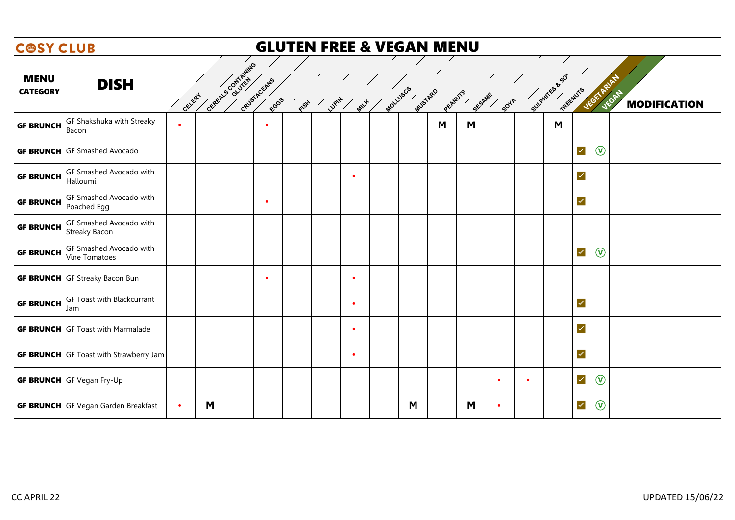# COSY CLUB

## GLUTEN FREE & VEGAN MENU

| MENU CATEGORY | DISH | CELERY | CEREALS CONTAINING GLUTEN | CRUSTACEANS | EGGS | FISH | LUPIN | MILK | MOLLUSCS | MUSTARD | PEANUTS | SESAME | SOYA | SULPHITES & $SO^2$ | TREENUTS | VEGETARIAN | VEGAN | MODIFICATION |
|---|---|---|---|---|---|---|---|---|---|---|---|---|---|---|---|---|---|---|
| GF BRUNCH | GF Shakshuka with Streaky Bacon | • | | | • | | | | | | M | M | | | M | | | |
| GF BRUNCH | GF Smashed Avocado | | | | | | | | | | | | | | | ☑ | Ⓥ | |
| GF BRUNCH | GF Smashed Avocado with Halloumi | | | | | | | • | | | | | | | | ☑ | | |
| GF BRUNCH | GF Smashed Avocado with Poached Egg | | | | • | | | | | | | | | | | ☑ | | |
| GF BRUNCH | GF Smashed Avocado with Streaky Bacon | | | | | | | | | | | | | | | | | |
| GF BRUNCH | GF Smashed Avocado with Vine Tomatoes | | | | | | | | | | | | | | | ☑ | Ⓥ | |
| GF BRUNCH | GF Streaky Bacon Bun | | | | • | | | • | | | | | | | | | | |
| GF BRUNCH | GF Toast with Blackcurrant Jam | | | | | | | • | | | | | | | | ☑ | | |
| GF BRUNCH | GF Toast with Marmalade | | | | | | | • | | | | | | | | ☑ | | |
| GF BRUNCH | GF Toast with Strawberry Jam | | | | | | | • | | | | | | | | ☑ | | |
| GF BRUNCH | GF Vegan Fry-Up | | | | | | | | | | | | • | • | | ☑ | Ⓥ | |
| GF BRUNCH | GF Vegan Garden Breakfast | • | M | | | | | | | M | | M | • | | | ☑ | Ⓥ | |

CC APRIL 22

UPDATED 15/06/22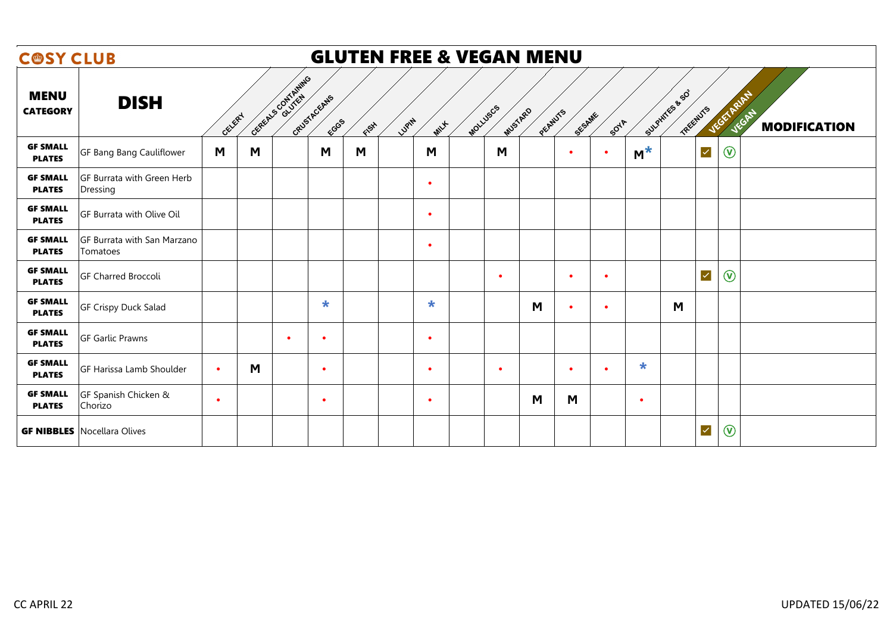# COSY CLUB

## GLUTEN FREE & VEGAN MENU

| MENU CATEGORY | DISH | CELERY | CEREALS CONTAINING GLUTEN | CRUSTACEANS | EGGS | FISH | LUPIN | MILK | MOLLUSCS | MUSTARD | PEANUTS | SESAME | SOYA | SULPHITES & $SO^2$ | TREENUTS | VEGETARIAN | VEGAN | MODIFICATION |
|---|---|---|---|---|---|---|---|---|---|---|---|---|---|---|---|---|---|---|
| GF SMALL PLATES | GF Bang Bang Cauliflower | M | M | | M | M | | M | | M | | • | • | M* | | ✓ | Ⓥ | |
| GF SMALL PLATES | GF Burrata with Green Herb Dressing | | | | | | | • | | | | | | | | | | |
| GF SMALL PLATES | GF Burrata with Olive Oil | | | | | | | • | | | | | | | | | | |
| GF SMALL PLATES | GF Burrata with San Marzano Tomatoes | | | | | | | • | | | | | | | | | | |
| GF SMALL PLATES | GF Charred Broccoli | | | | | | | | | • | | • | • | | | ✓ | Ⓥ | |
| GF SMALL PLATES | GF Crispy Duck Salad | | | | * | | | * | | | M | • | • | | M | | | |
| GF SMALL PLATES | GF Garlic Prawns | | | • | • | | | • | | | | | | | | | | |
| GF SMALL PLATES | GF Harissa Lamb Shoulder | • | M | | • | | | • | | • | | • | • | * | | | | |
| GF SMALL PLATES | GF Spanish Chicken & Chorizo | • | | | • | | | • | | | M | M | | • | | | | |
| GF NIBBLES | Nocellara Olives | | | | | | | | | | | | | | | ✓ | Ⓥ | |

CC APRIL 22

UPDATED 15/06/22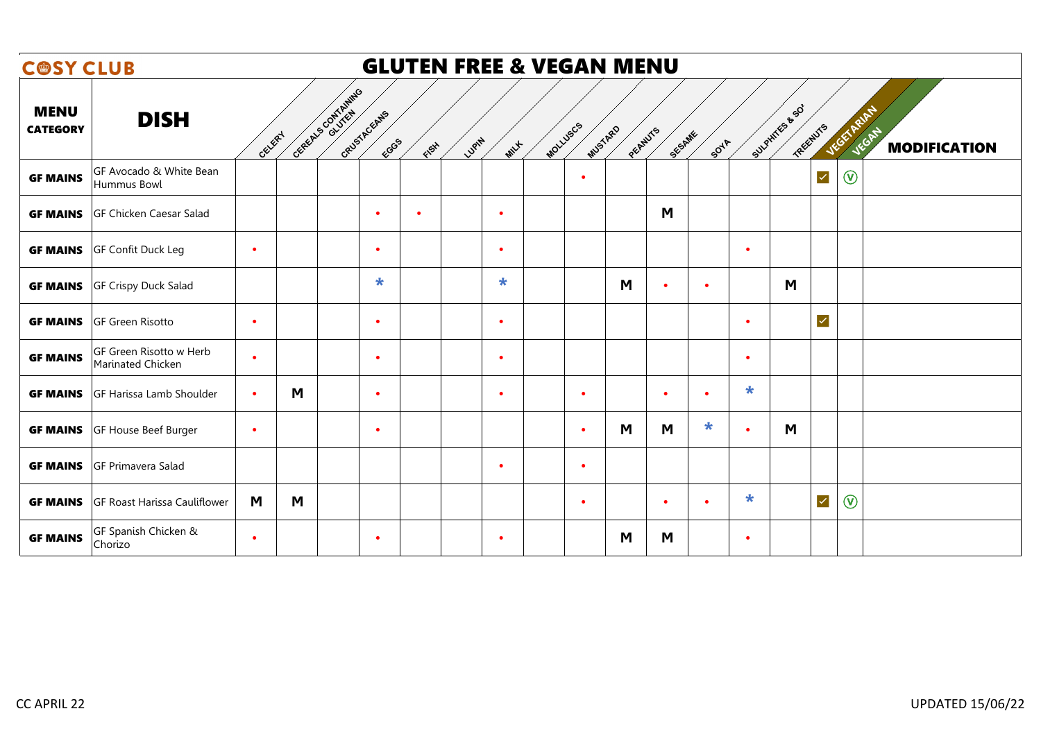# COSY CLUB

## GLUTEN FREE & VEGAN MENU

| MENU CATEGORY | DISH | CELERY | CEREALS CONTAINING GLUTEN | CRUSTACEANS | EGGS | FISH | LUPIN | MILK | MOLLUSCS | MUSTARD | PEANUTS | SESAME | SOYA | SULPHITES & SO² | TREENUTS | VEGETARIAN | VEGAN | MODIFICATION |
|---|---|---|---|---|---|---|---|---|---|---|---|---|---|---|---|---|---|---|
| GF MAINS | GF Avocado & White Bean Hummus Bowl | | | | | | | | | • | | | | | | ✓ | Ⓥ | |
| GF MAINS | GF Chicken Caesar Salad | | | | • | • | | • | | | | M | | | | | | |
| GF MAINS | GF Confit Duck Leg | • | | | • | | | • | | | | | | • | | | | |
| GF MAINS | GF Crispy Duck Salad | | | | * | | | * | | | M | • | • | | M | | | |
| GF MAINS | GF Green Risotto | • | | | • | | | • | | | | | | • | | ✓ | | |
| GF MAINS | GF Green Risotto w Herb Marinated Chicken | • | | | • | | | • | | | | | | • | | | | |
| GF MAINS | GF Harissa Lamb Shoulder | • | M | | • | | | • | | • | | • | • | * | | | | |
| GF MAINS | GF House Beef Burger | • | | | • | | | | | • | M | M | * | • | M | | | |
| GF MAINS | GF Primavera Salad | | | | | | | • | | • | | | | | | | | |
| GF MAINS | GF Roast Harissa Cauliflower | M | M | | | | | | | • | | • | • | * | | ✓ | Ⓥ | |
| GF MAINS | GF Spanish Chicken & Chorizo | • | | | • | | | • | | | M | M | | • | | | | |

CC APRIL 22

UPDATED 15/06/22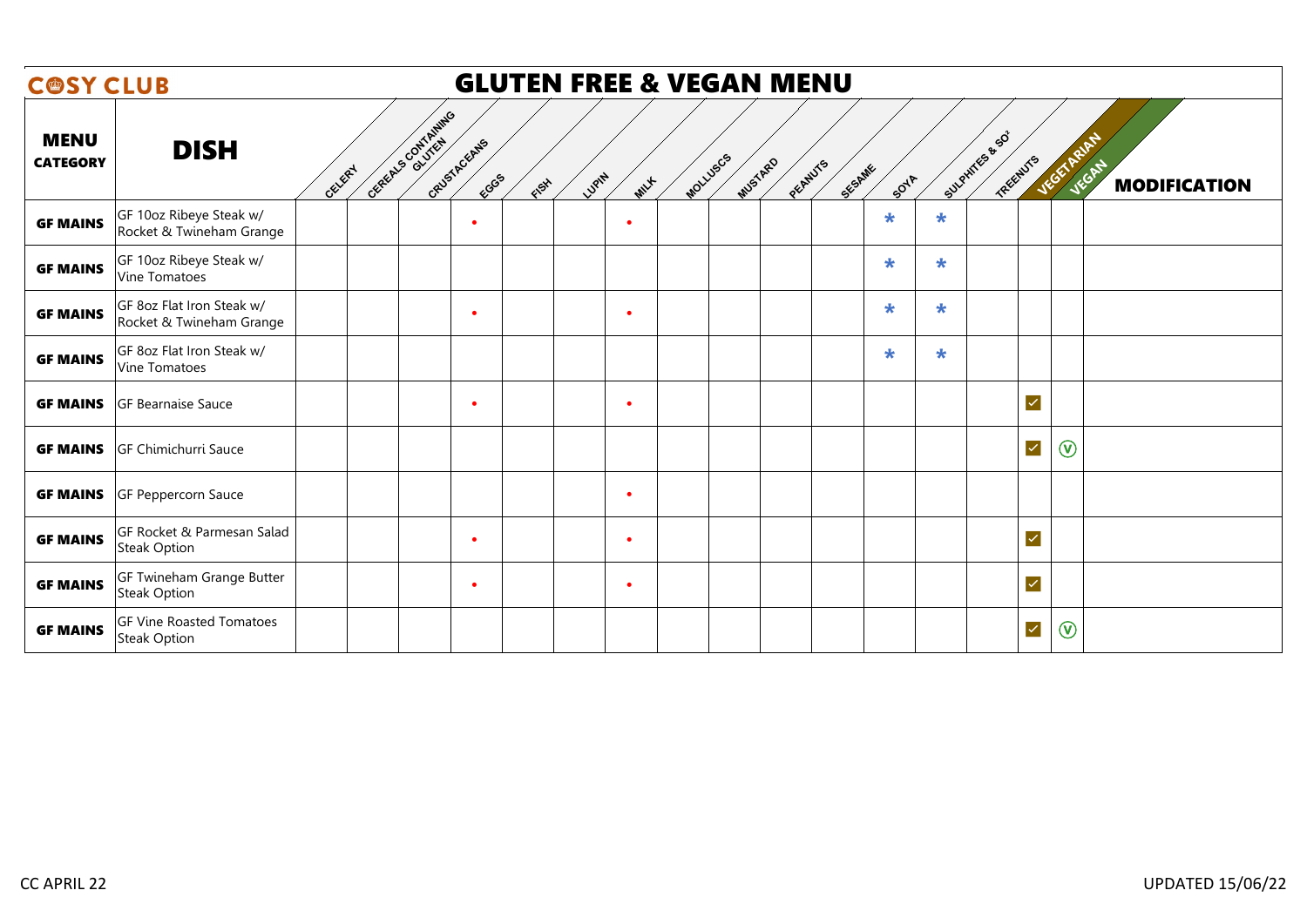# COSY CLUB

## GLUTEN FREE & VEGAN MENU

| MENU CATEGORY | DISH | CELERY | CEREALS CONTAINING GLUTEN | CRUSTACEANS | EGGS | FISH | LUPIN | MILK | MOLLUSCS | MUSTARD | PEANUTS | SESAME | SOYA | SULPHITES & SO² | TREENUTS | VEGETARIAN | VEGAN | MODIFICATION |
|---|---|---|---|---|---|---|---|---|---|---|---|---|---|---|---|---|---|---|
| GF MAINS | GF 10oz Ribeye Steak w/ Rocket & Twineham Grange | | | | • | | | • | | | | | * | * | | | | |
| GF MAINS | GF 10oz Ribeye Steak w/ Vine Tomatoes | | | | | | | | | | | | * | * | | | | |
| GF MAINS | GF 8oz Flat Iron Steak w/ Rocket & Twineham Grange | | | | • | | | • | | | | | * | * | | | | |
| GF MAINS | GF 8oz Flat Iron Steak w/ Vine Tomatoes | | | | | | | | | | | | * | * | | | | |
| GF MAINS | GF Bearnaise Sauce | | | | • | | | • | | | | | | | | ✓ | | |
| GF MAINS | GF Chimichurri Sauce | | | | | | | | | | | | | | | ✓ | Ⓥ | |
| GF MAINS | GF Peppercorn Sauce | | | | | | | • | | | | | | | | | | |
| GF MAINS | GF Rocket & Parmesan Salad Steak Option | | | | • | | | • | | | | | | | | ✓ | | |
| GF MAINS | GF Twineham Grange Butter Steak Option | | | | • | | | • | | | | | | | | ✓ | | |
| GF MAINS | GF Vine Roasted Tomatoes Steak Option | | | | | | | | | | | | | | | ✓ | Ⓥ | |

CC APRIL 22

UPDATED 15/06/22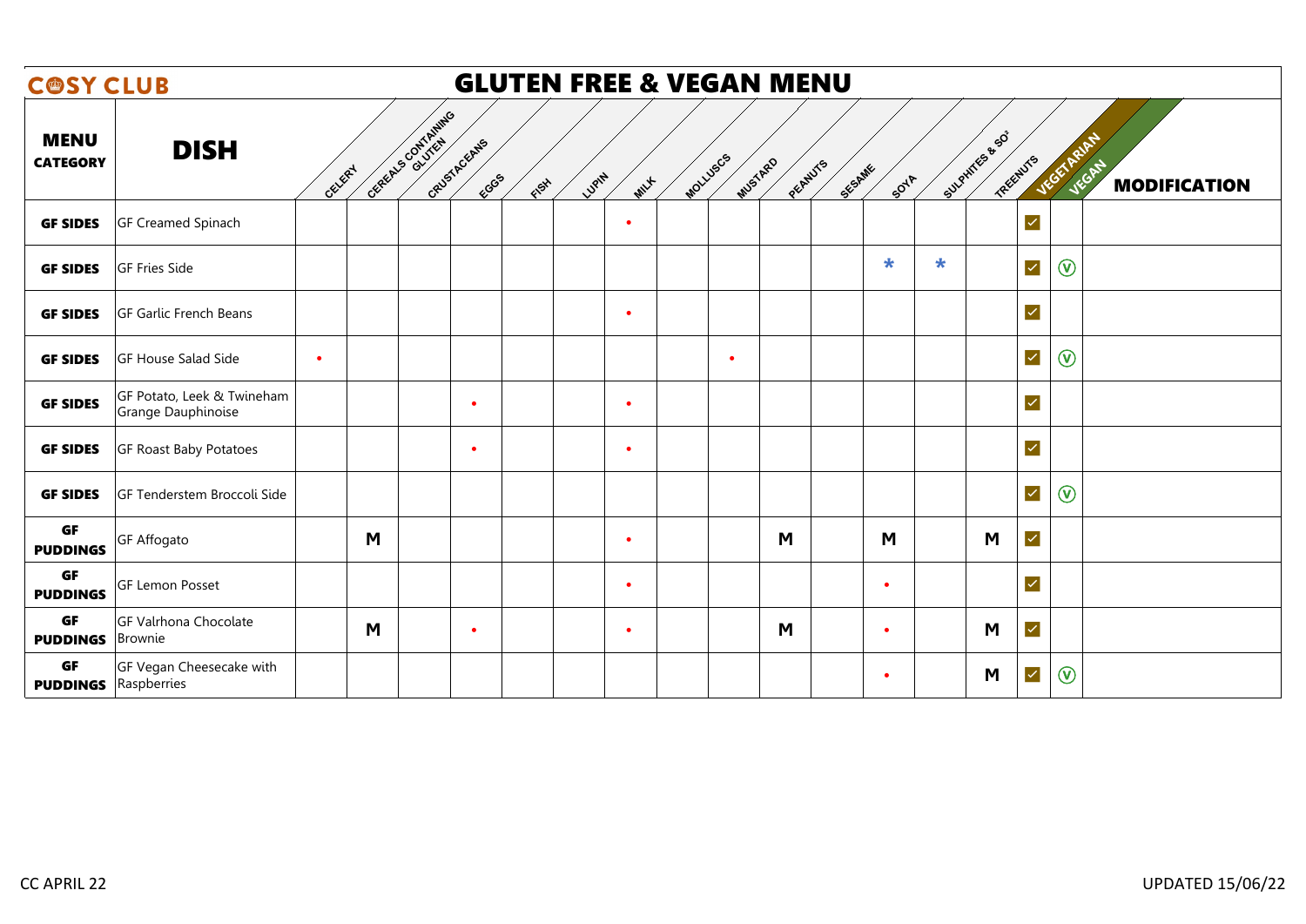# COSY CLUB

## GLUTEN FREE & VEGAN MENU

| MENU CATEGORY | DISH | CELERY | CEREALS CONTAINING GLUTEN | CRUSTACEANS | EGGS | FISH | LUPIN | MILK | MOLLUSCS | MUSTARD | PEANUTS | SESAME | SOYA | SULPHITES & $SO^2$ | TREENUTS | VEGETARIAN | VEGAN | MODIFICATION |
|---|---|---|---|---|---|---|---|---|---|---|---|---|---|---|---|---|---|---|
| GF SIDES | GF Creamed Spinach | | | | | | | • | | | | | | | | ☑ | | |
| GF SIDES | GF Fries Side | | | | | | | | | | | | * | * | | ☑ | Ⓥ | |
| GF SIDES | GF Garlic French Beans | | | | | | | • | | | | | | | | ☑ | | |
| GF SIDES | GF House Salad Side | • | | | | | | | | • | | | | | | ☑ | Ⓥ | |
| GF SIDES | GF Potato, Leek & Twineham Grange Dauphinoise | | | | • | | | • | | | | | | | | ☑ | | |
| GF SIDES | GF Roast Baby Potatoes | | | | • | | | • | | | | | | | | ☑ | | |
| GF SIDES | GF Tenderstem Broccoli Side | | | | | | | | | | | | | | | ☑ | Ⓥ | |
| GF PUDDINGS | GF Affogato | | M | | | | | • | | | M | | M | | M | ☑ | | |
| GF PUDDINGS | GF Lemon Posset | | | | | | | • | | | | | • | | | ☑ | | |
| GF PUDDINGS | GF Valrhona Chocolate Brownie | | M | | • | | | • | | | M | | • | | M | ☑ | | |
| GF PUDDINGS | GF Vegan Cheesecake with Raspberries | | | | | | | | | | | | • | | M | ☑ | Ⓥ | |

CC APRIL 22

UPDATED 15/06/22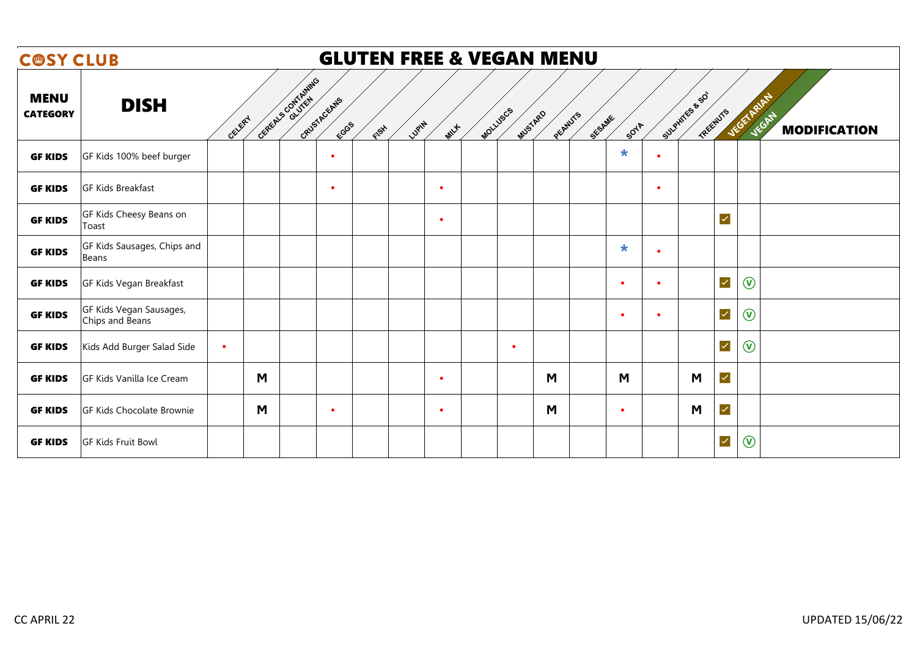# C🍩SY CLUB

## GLUTEN FREE & VEGAN MENU

| MENU CATEGORY | DISH | CELERY | CEREALS CONTAINING GLUTEN | CRUSTACEANS | EGGS | FISH | LUPIN | MILK | MOLLUSCS | MUSTARD | PEANUTS | SESAME | SOYA | SULPHITES & $SO^2$ | TREENUTS | VEGETARIAN | VEGAN | MODIFICATION |
|---|---|---|---|---|---|---|---|---|---|---|---|---|---|---|---|---|---|---|
| GF KIDS | GF Kids 100% beef burger | | | | • | | | | | | | | * | • | | | | |
| GF KIDS | GF Kids Breakfast | | | | • | | | • | | | | | | • | | | | |
| GF KIDS | GF Kids Cheesy Beans on Toast | | | | | | | • | | | | | | | | ✓ | | |
| GF KIDS | GF Kids Sausages, Chips and Beans | | | | | | | | | | | | * | • | | | | |
| GF KIDS | GF Kids Vegan Breakfast | | | | | | | | | | | | • | • | | ✓ | Ⓥ | |
| GF KIDS | GF Kids Vegan Sausages, Chips and Beans | | | | | | | | | | | | • | • | | ✓ | Ⓥ | |
| GF KIDS | Kids Add Burger Salad Side | • | | | | | | | | • | | | | | | ✓ | Ⓥ | |
| GF KIDS | GF Kids Vanilla Ice Cream | | M | | | | | • | | | M | | M | | M | ✓ | | |
| GF KIDS | GF Kids Chocolate Brownie | | M | | • | | | • | | | M | | • | | M | ✓ | | |
| GF KIDS | GF Kids Fruit Bowl | | | | | | | | | | | | | | | ✓ | Ⓥ | |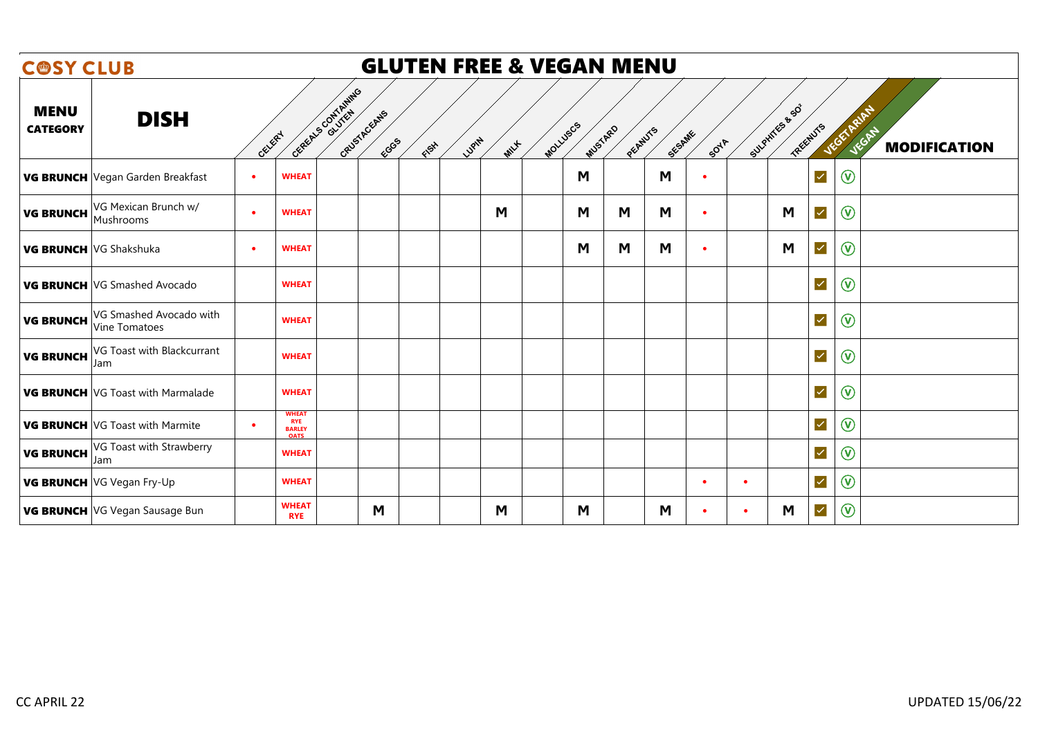# COSY CLUB

## GLUTEN FREE & VEGAN MENU

| MENU CATEGORY | DISH | CELERY | CEREALS CONTAINING GLUTEN | CRUSTACEANS | EGGS | FISH | LUPIN | MILK | MOLLUSCS | MUSTARD | PEANUTS | SESAME | SOYA | SULPHITES & SO² | TREENUTS | VEGETARIAN | VEGAN | MODIFICATION |
|---|---|---|---|---|---|---|---|---|---|---|---|---|---|---|---|---|---|---|
| VG BRUNCH | Vegan Garden Breakfast | • | WHEAT | | | | | | | M | | M | • | | | ✓ | Ⓥ | |
| VG BRUNCH | VG Mexican Brunch w/ Mushrooms | • | WHEAT | | | | | M | | M | M | M | • | | M | ✓ | Ⓥ | |
| VG BRUNCH | VG Shakshuka | • | WHEAT | | | | | | | M | M | M | • | | M | ✓ | Ⓥ | |
| VG BRUNCH | VG Smashed Avocado | | WHEAT | | | | | | | | | | | | | ✓ | Ⓥ | |
| VG BRUNCH | VG Smashed Avocado with Vine Tomatoes | | WHEAT | | | | | | | | | | | | | ✓ | Ⓥ | |
| VG BRUNCH | VG Toast with Blackcurrant Jam | | WHEAT | | | | | | | | | | | | | ✓ | Ⓥ | |
| VG BRUNCH | VG Toast with Marmalade | | WHEAT | | | | | | | | | | | | | ✓ | Ⓥ | |
| VG BRUNCH | VG Toast with Marmite | • | WHEAT RYE BARLEY OATS | | | | | | | | | | | | | ✓ | Ⓥ | |
| VG BRUNCH | VG Toast with Strawberry Jam | | WHEAT | | | | | | | | | | | | | ✓ | Ⓥ | |
| VG BRUNCH | VG Vegan Fry-Up | | WHEAT | | | | | | | | | | • | • | | ✓ | Ⓥ | |
| VG BRUNCH | VG Vegan Sausage Bun | | WHEAT RYE | | M | | | M | | M | | M | • | • | M | ✓ | Ⓥ | |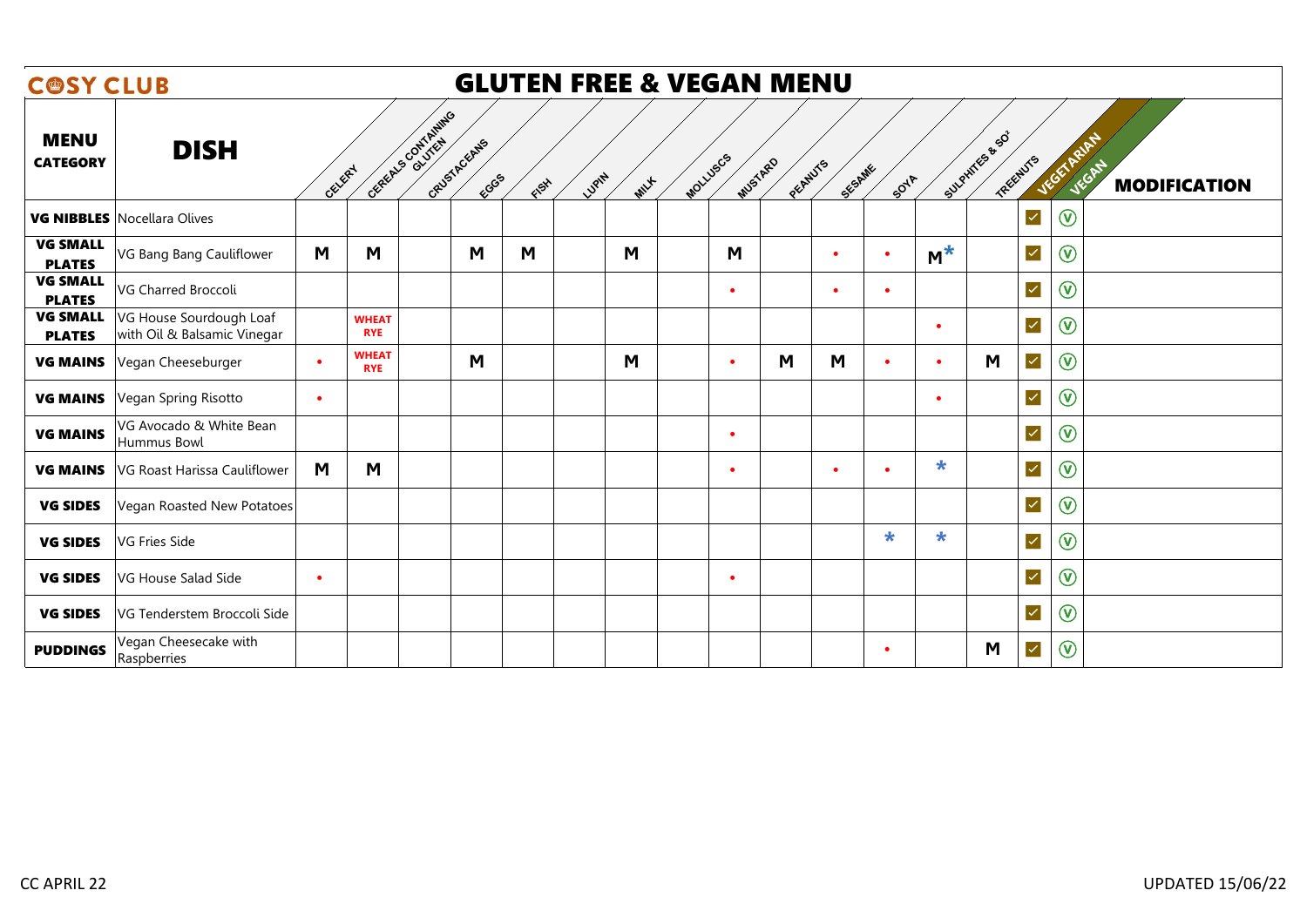# COSY CLUB

# GLUTEN FREE & VEGAN MENU

| MENU CATEGORY | DISH | CELERY | CEREALS CONTAINING GLUTEN | CRUSTACEANS | EGGS | FISH | LUPIN | MILK | MOLLUSCS | MUSTARD | PEANUTS | SESAME | SOYA | SULPHITES & SO² | TREENUTS | VEGETARIAN | VEGAN | MODIFICATION |
|---|---|---|---|---|---|---|---|---|---|---|---|---|---|---|---|---|---|---|
| VG NIBBLES | Nocellara Olives | | | | | | | | | | | | | | | ✓ | Ⓥ | |
| VG SMALL PLATES | VG Bang Bang Cauliflower | M | M | | M | M | | M | | M | | • | • | M* | | ✓ | Ⓥ | |
| VG SMALL PLATES | VG Charred Broccoli | | | | | | | | | • | | • | • | | | ✓ | Ⓥ | |
| VG SMALL PLATES | VG House Sourdough Loaf with Oil & Balsamic Vinegar | | WHEAT RYE | | | | | | | | | | | • | | ✓ | Ⓥ | |
| VG MAINS | Vegan Cheeseburger | • | WHEAT RYE | | M | | | M | | • | M | M | • | • | M | ✓ | Ⓥ | |
| VG MAINS | Vegan Spring Risotto | • | | | | | | | | | | | | • | | ✓ | Ⓥ | |
| VG MAINS | VG Avocado & White Bean Hummus Bowl | | | | | | | | | • | | | | | | ✓ | Ⓥ | |
| VG MAINS | VG Roast Harissa Cauliflower | M | M | | | | | | | • | | • | • | * | | ✓ | Ⓥ | |
| VG SIDES | Vegan Roasted New Potatoes | | | | | | | | | | | | | | | ✓ | Ⓥ | |
| VG SIDES | VG Fries Side | | | | | | | | | | | | * | * | | ✓ | Ⓥ | |
| VG SIDES | VG House Salad Side | • | | | | | | | | • | | | | | | ✓ | Ⓥ | |
| VG SIDES | VG Tenderstem Broccoli Side | | | | | | | | | | | | | | | ✓ | Ⓥ | |
| PUDDINGS | Vegan Cheesecake with Raspberries | | | | | | | | | | | | • | | M | ✓ | Ⓥ | |

CC APRIL 22

UPDATED 15/06/22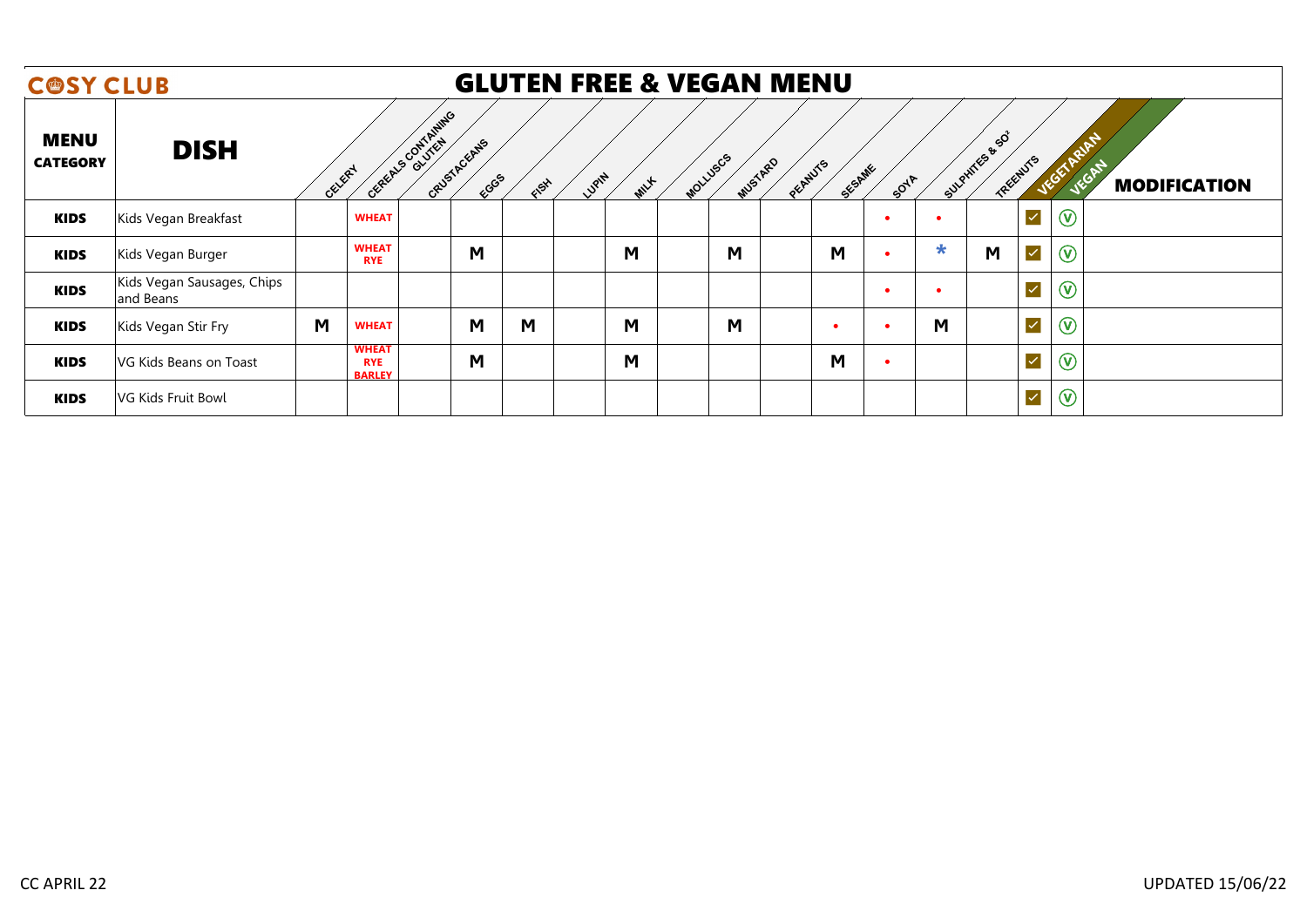# COSY CLUB

## GLUTEN FREE & VEGAN MENU

| MENU CATEGORY | DISH | CELERY | CEREALS CONTAINING GLUTEN | CRUSTACEANS | EGGS | FISH | LUPIN | MILK | MOLLUSCS | MUSTARD | PEANUTS | SESAME | SOYA | SULPHITES & SO² | TREENUTS | VEGETARIAN | VEGAN | MODIFICATION |
|---|---|---|---|---|---|---|---|---|---|---|---|---|---|---|---|---|---|---|
| **KIDS** | Kids Vegan Breakfast | | **WHEAT** | | | | | | | | | | • | • | | ✓ | Ⓥ | |
| **KIDS** | Kids Vegan Burger | | **WHEAT RYE** | | M | | | M | | M | | M | • | * | M | ✓ | Ⓥ | |
| **KIDS** | Kids Vegan Sausages, Chips and Beans | | | | | | | | | | | | • | • | | ✓ | Ⓥ | |
| **KIDS** | Kids Vegan Stir Fry | M | **WHEAT** | | M | M | | M | | M | | • | • | M | | ✓ | Ⓥ | |
| **KIDS** | VG Kids Beans on Toast | | **WHEAT RYE BARLEY** | | M | | | M | | | | M | • | | | ✓ | Ⓥ | |
| **KIDS** | VG Kids Fruit Bowl | | | | | | | | | | | | | | | ✓ | Ⓥ | |

CC APRIL 22

UPDATED 15/06/22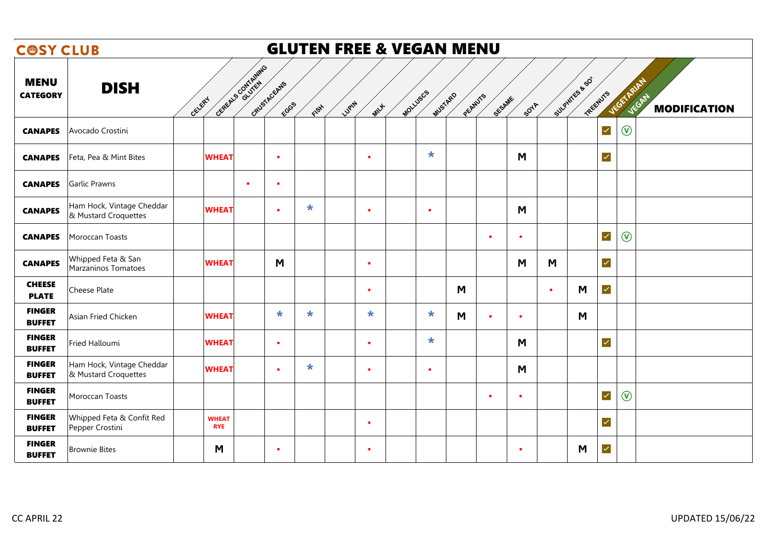# COSY CLUB

## GLUTEN FREE & VEGAN MENU

| MENU CATEGORY | DISH | CELERY | CEREALS CONTAINING GLUTEN | CRUSTACEANS | EGGS | FISH | LUPIN | MILK | MOLLUSCS | MUSTARD | PEANUTS | SESAME | SOYA | SULPHITES & SO² | TREENUTS | VEGETARIAN | VEGAN | MODIFICATION |
|---|---|---|---|---|---|---|---|---|---|---|---|---|---|---|---|---|---|---|
| **CANAPES** | Avocado Crostini | | | | | | | | | | | | | | | ☑ | Ⓥ | |
| **CANAPES** | Feta, Pea & Mint Bites | | **WHEAT** | | • | | | • | | * | | | **M** | | | ☑ | | |
| **CANAPES** | Garlic Prawns | | | • | • | | | | | | | | | | | | | |
| **CANAPES** | Ham Hock, Vintage Cheddar & Mustard Croquettes | | **WHEAT** | | • | * | | • | | • | | | **M** | | | | | |
| **CANAPES** | Moroccan Toasts | | | | | | | | | | | • | • | | | ☑ | Ⓥ | |
| **CANAPES** | Whipped Feta & San Marzaninos Tomatoes | | **WHEAT** | | **M** | | | • | | | | | **M** | **M** | | ☑ | | |
| **CHEESE PLATE** | Cheese Plate | | | | | | | • | | | **M** | | | • | **M** | ☑ | | |
| **FINGER BUFFET** | Asian Fried Chicken | | **WHEAT** | | * | * | | * | | * | **M** | • | • | | **M** | | | |
| **FINGER BUFFET** | Fried Halloumi | | **WHEAT** | | • | | | • | | * | | | **M** | | | ☑ | | |
| **FINGER BUFFET** | Ham Hock, Vintage Cheddar & Mustard Croquettes | | **WHEAT** | | • | * | | • | | • | | | **M** | | | | | |
| **FINGER BUFFET** | Moroccan Toasts | | | | | | | | | | | • | • | | | ☑ | Ⓥ | |
| **FINGER BUFFET** | Whipped Feta & Confit Red Pepper Crostini | | **WHEAT RYE** | | | | | • | | | | | | | | ☑ | | |
| **FINGER BUFFET** | Brownie Bites | | **M** | | • | | | • | | | | | • | | **M** | ☑ | | |

CC APRIL 22

UPDATED 15/06/22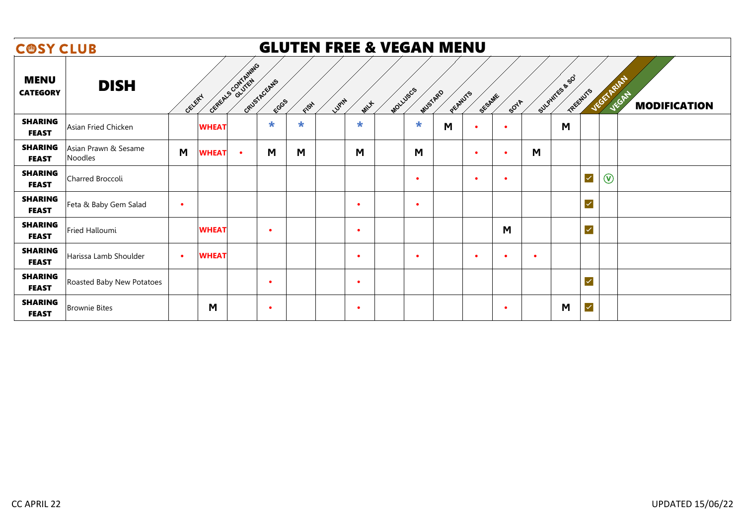# COSY CLUB

## GLUTEN FREE & VEGAN MENU

| MENU CATEGORY | DISH | CELERY | CEREALS CONTAINING GLUTEN | CRUSTACEANS | EGGS | FISH | LUPIN | MILK | MOLLUSCS | MUSTARD | PEANUTS | SESAME | SOYA | SULPHITES & SO² | TREENUTS | VEGETARIAN | VEGAN | MODIFICATION |
|---|---|---|---|---|---|---|---|---|---|---|---|---|---|---|---|---|---|---|
| SHARING FEAST | Asian Fried Chicken | | WHEAT | | * | * | | * | | * | M | • | • | | M | | | |
| SHARING FEAST | Asian Prawn & Sesame Noodles | M | WHEAT | • | M | M | | M | | M | | • | • | M | | | | |
| SHARING FEAST | Charred Broccoli | | | | | | | | | • | | • | • | | | ✓ | Ⓥ | |
| SHARING FEAST | Feta & Baby Gem Salad | • | | | | | | • | | • | | | | | | ✓ | | |
| SHARING FEAST | Fried Halloumi | | WHEAT | | • | | | • | | | | | M | | | ✓ | | |
| SHARING FEAST | Harissa Lamb Shoulder | • | WHEAT | | | | | • | | • | | • | • | • | | | | |
| SHARING FEAST | Roasted Baby New Potatoes | | | | • | | | • | | | | | | | | ✓ | | |
| SHARING FEAST | Brownie Bites | | M | | • | | | • | | | | | • | | M | ✓ | | |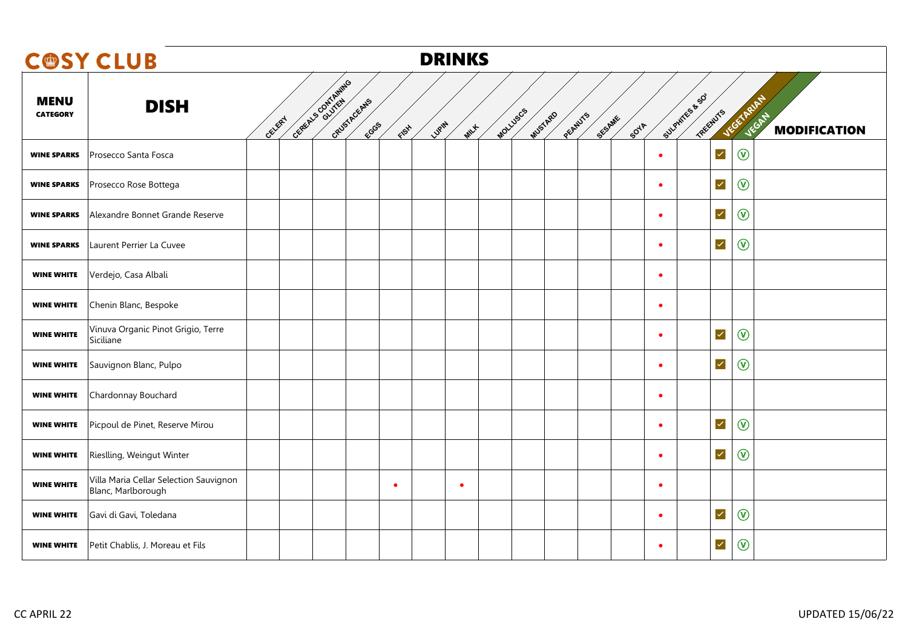# COSY CLUB

## DRINKS

| MENU CATEGORY | DISH | CELERY | CEREALS CONTAINING GLUTEN | CRUSTACEANS | EGGS | FISH | LUPIN | MILK | MOLLUSCS | MUSTARD | PEANUTS | SESAME | SOYA | SULPHITES & SO² | TREENUTS | VEGETARIAN | VEGAN | MODIFICATION |
|---|---|---|---|---|---|---|---|---|---|---|---|---|---|---|---|---|---|---|
| WINE SPARKS | Prosecco Santa Fosca | | | | | | | | | | | | | • | | ☑ | Ⓥ | |
| WINE SPARKS | Prosecco Rose Bottega | | | | | | | | | | | | | • | | ☑ | Ⓥ | |
| WINE SPARKS | Alexandre Bonnet Grande Reserve | | | | | | | | | | | | | • | | ☑ | Ⓥ | |
| WINE SPARKS | Laurent Perrier La Cuvee | | | | | | | | | | | | | • | | ☑ | Ⓥ | |
| WINE WHITE | Verdejo, Casa Albali | | | | | | | | | | | | | • | | | | |
| WINE WHITE | Chenin Blanc, Bespoke | | | | | | | | | | | | | • | | | | |
| WINE WHITE | Vinuva Organic Pinot Grigio, Terre Siciliane | | | | | | | | | | | | | • | | ☑ | Ⓥ | |
| WINE WHITE | Sauvignon Blanc, Pulpo | | | | | | | | | | | | | • | | ☑ | Ⓥ | |
| WINE WHITE | Chardonnay Bouchard | | | | | | | | | | | | | • | | | | |
| WINE WHITE | Picpoul de Pinet, Reserve Mirou | | | | | | | | | | | | | • | | ☑ | Ⓥ | |
| WINE WHITE | Riesling, Weingut Winter | | | | | | | | | | | | | • | | ☑ | Ⓥ | |
| WINE WHITE | Villa Maria Cellar Selection Sauvignon Blanc, Marlborough | | | | | • | | • | | | | | | • | | | | |
| WINE WHITE | Gavi di Gavi, Toledana | | | | | | | | | | | | | • | | ☑ | Ⓥ | |
| WINE WHITE | Petit Chablis, J. Moreau et Fils | | | | | | | | | | | | | • | | ☑ | Ⓥ | |

CC APRIL 22

UPDATED 15/06/22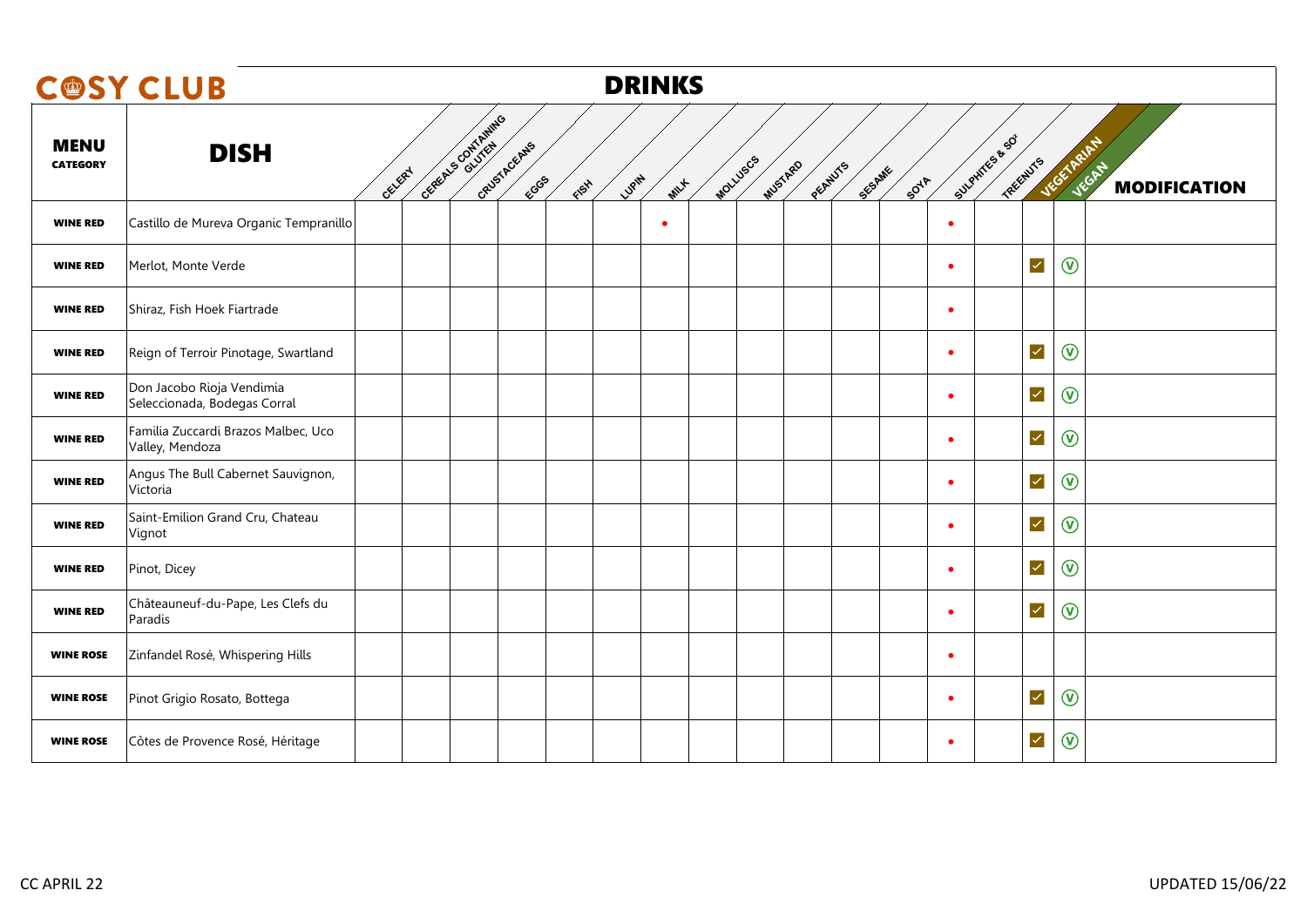# CØSY CLUB

## DRINKS

| MENU CATEGORY | DISH | CELERY | CEREALS CONTAINING GLUTEN | CRUSTACEANS | EGGS | FISH | LUPIN | MILK | MOLLUSCS | MUSTARD | PEANUTS | SESAME | SOYA | SULPHITES & SO² | TREENUTS | VEGETARIAN | VEGAN | MODIFICATION |
|---|---|---|---|---|---|---|---|---|---|---|---|---|---|---|---|---|---|---|
| WINE RED | Castillo de Mureva Organic Tempranillo | | | | | | | • | | | | | | • | | | | |
| WINE RED | Merlot, Monte Verde | | | | | | | | | | | | | • | | ✓ | Ⓥ | |
| WINE RED | Shiraz, Fish Hoek Fiartrade | | | | | | | | | | | | | • | | | | |
| WINE RED | Reign of Terroir Pinotage, Swartland | | | | | | | | | | | | | • | | ✓ | Ⓥ | |
| WINE RED | Don Jacobo Rioja Vendimia Seleccionada, Bodegas Corral | | | | | | | | | | | | | • | | ✓ | Ⓥ | |
| WINE RED | Familia Zuccardi Brazos Malbec, Uco Valley, Mendoza | | | | | | | | | | | | | • | | ✓ | Ⓥ | |
| WINE RED | Angus The Bull Cabernet Sauvignon, Victoria | | | | | | | | | | | | | • | | ✓ | Ⓥ | |
| WINE RED | Saint-Emilion Grand Cru, Chateau Vignot | | | | | | | | | | | | | • | | ✓ | Ⓥ | |
| WINE RED | Pinot, Dicey | | | | | | | | | | | | | • | | ✓ | Ⓥ | |
| WINE RED | Châteauneuf-du-Pape, Les Clefs du Paradis | | | | | | | | | | | | | • | | ✓ | Ⓥ | |
| WINE ROSE | Zinfandel Rosé, Whispering Hills | | | | | | | | | | | | | • | | | | |
| WINE ROSE | Pinot Grigio Rosato, Bottega | | | | | | | | | | | | | • | | ✓ | Ⓥ | |
| WINE ROSE | Côtes de Provence Rosé, Héritage | | | | | | | | | | | | | • | | ✓ | Ⓥ | |

CC APRIL 22

UPDATED 15/06/22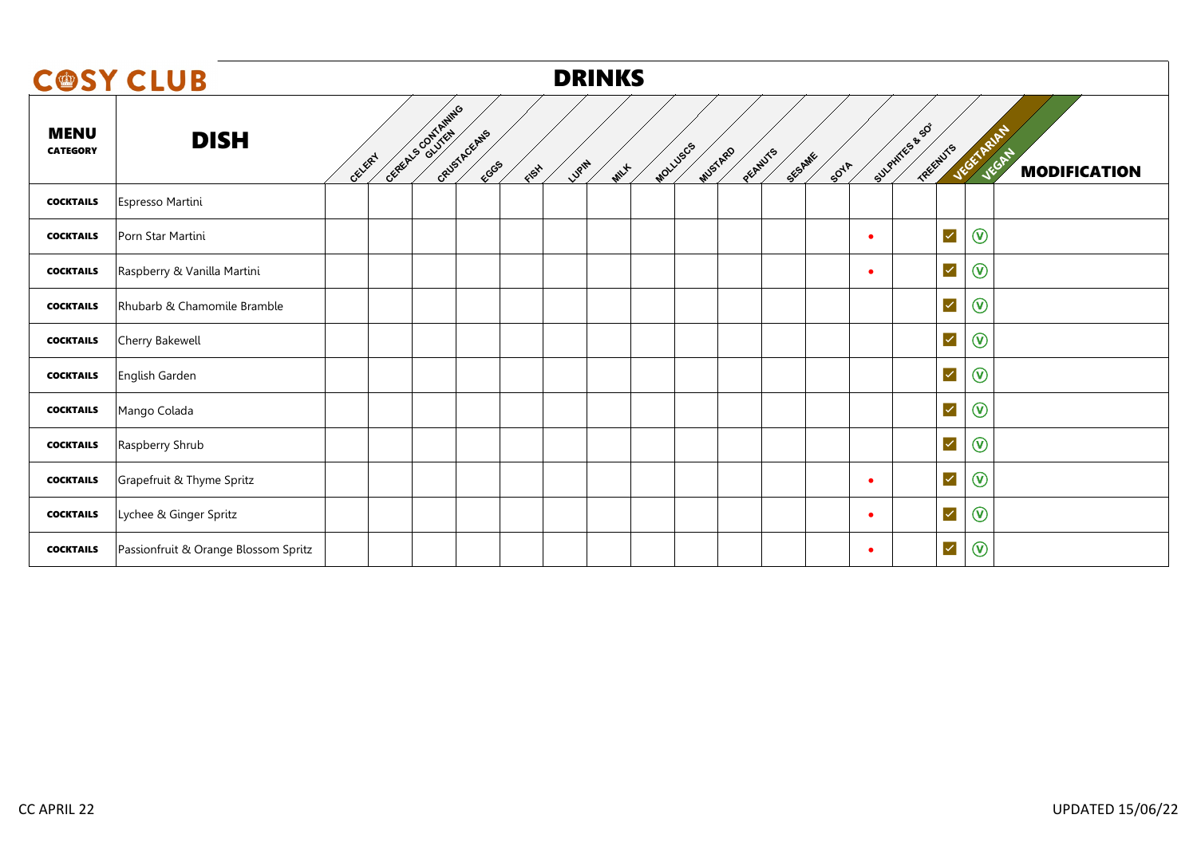# COSY CLUB

## DRINKS

| MENU CATEGORY | DISH | CELERY | CEREALS CONTAINING GLUTEN | CRUSTACEANS | EGGS | FISH | LUPIN | MILK | MOLLUSCS | MUSTARD | PEANUTS | SESAME | SOYA | SULPHITES & SO² | TREENUTS | VEGETARIAN | VEGAN | MODIFICATION |
|---|---|---|---|---|---|---|---|---|---|---|---|---|---|---|---|---|---|---|
| COCKTAILS | Espresso Martini | | | | | | | | | | | | | | | | | |
| COCKTAILS | Porn Star Martini | | | | | | | | | | | | | • | | ✓ | V | |
| COCKTAILS | Raspberry & Vanilla Martini | | | | | | | | | | | | | • | | ✓ | V | |
| COCKTAILS | Rhubarb & Chamomile Bramble | | | | | | | | | | | | | | | ✓ | V | |
| COCKTAILS | Cherry Bakewell | | | | | | | | | | | | | | | ✓ | V | |
| COCKTAILS | English Garden | | | | | | | | | | | | | | | ✓ | V | |
| COCKTAILS | Mango Colada | | | | | | | | | | | | | | | ✓ | V | |
| COCKTAILS | Raspberry Shrub | | | | | | | | | | | | | | | ✓ | V | |
| COCKTAILS | Grapefruit & Thyme Spritz | | | | | | | | | | | | | • | | ✓ | V | |
| COCKTAILS | Lychee & Ginger Spritz | | | | | | | | | | | | | • | | ✓ | V | |
| COCKTAILS | Passionfruit & Orange Blossom Spritz | | | | | | | | | | | | | • | | ✓ | V | |

CC APRIL 22

UPDATED 15/06/22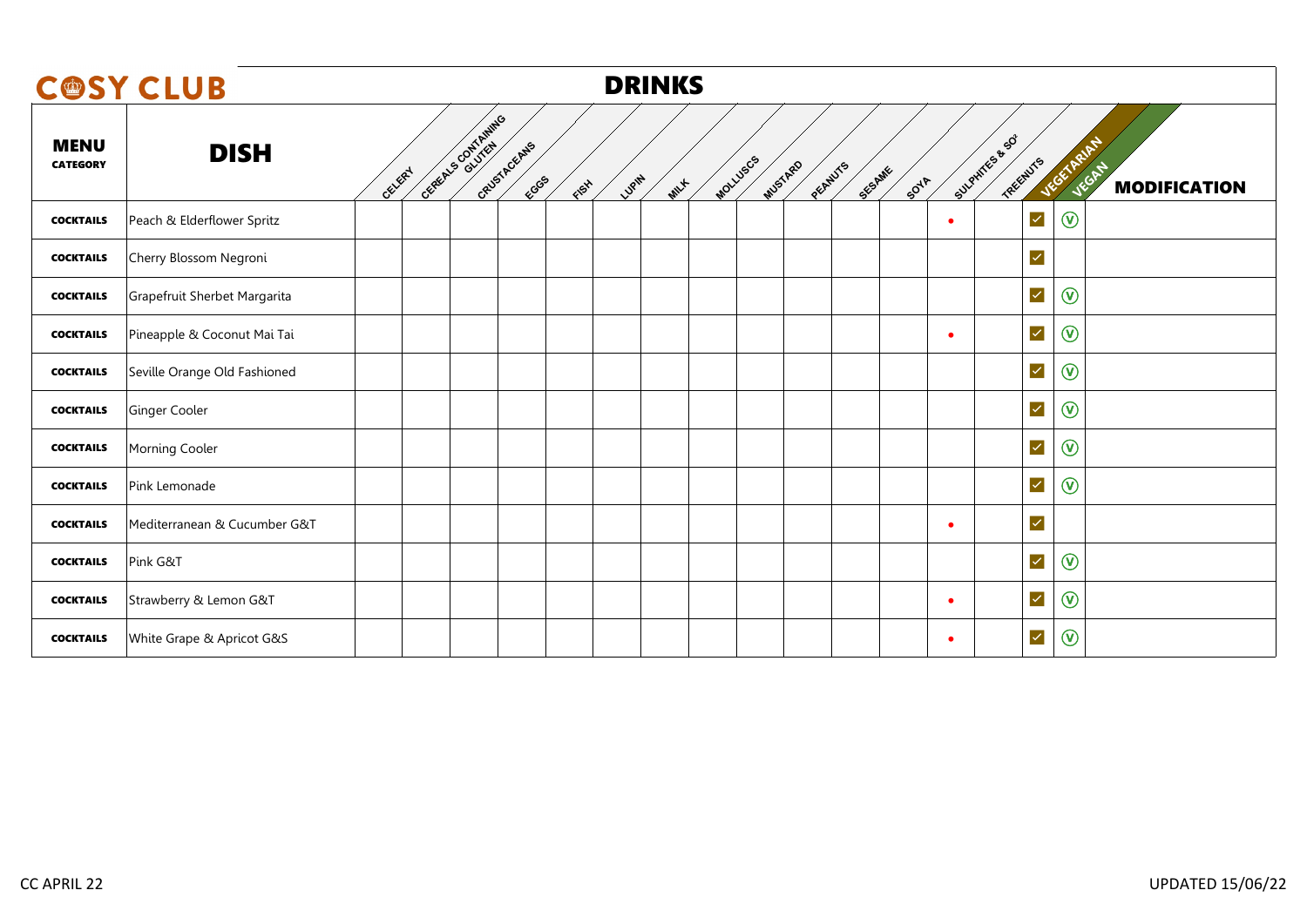# COSY CLUB

## DRINKS

| MENU CATEGORY | DISH | CELERY | CEREALS CONTAINING GLUTEN | CRUSTACEANS | EGGS | FISH | LUPIN | MILK | MOLLUSCS | MUSTARD | PEANUTS | SESAME | SOYA | SULPHITES & SO² | TREENUTS | VEGETARIAN | VEGAN | MODIFICATION |
|---|---|---|---|---|---|---|---|---|---|---|---|---|---|---|---|---|---|---|
| COCKTAILS | Peach & Elderflower Spritz | | | | | | | | | | | | | • | | ✓ | V | |
| COCKTAILS | Cherry Blossom Negroni | | | | | | | | | | | | | | | ✓ | | |
| COCKTAILS | Grapefruit Sherbet Margarita | | | | | | | | | | | | | | | ✓ | V | |
| COCKTAILS | Pineapple & Coconut Mai Tai | | | | | | | | | | | | | • | | ✓ | V | |
| COCKTAILS | Seville Orange Old Fashioned | | | | | | | | | | | | | | | ✓ | V | |
| COCKTAILS | Ginger Cooler | | | | | | | | | | | | | | | ✓ | V | |
| COCKTAILS | Morning Cooler | | | | | | | | | | | | | | | ✓ | V | |
| COCKTAILS | Pink Lemonade | | | | | | | | | | | | | | | ✓ | V | |
| COCKTAILS | Mediterranean & Cucumber G&T | | | | | | | | | | | | | • | | ✓ | | |
| COCKTAILS | Pink G&T | | | | | | | | | | | | | | | ✓ | V | |
| COCKTAILS | Strawberry & Lemon G&T | | | | | | | | | | | | | • | | ✓ | V | |
| COCKTAILS | White Grape & Apricot G&S | | | | | | | | | | | | | • | | ✓ | V | |

CC APRIL 22

UPDATED 15/06/22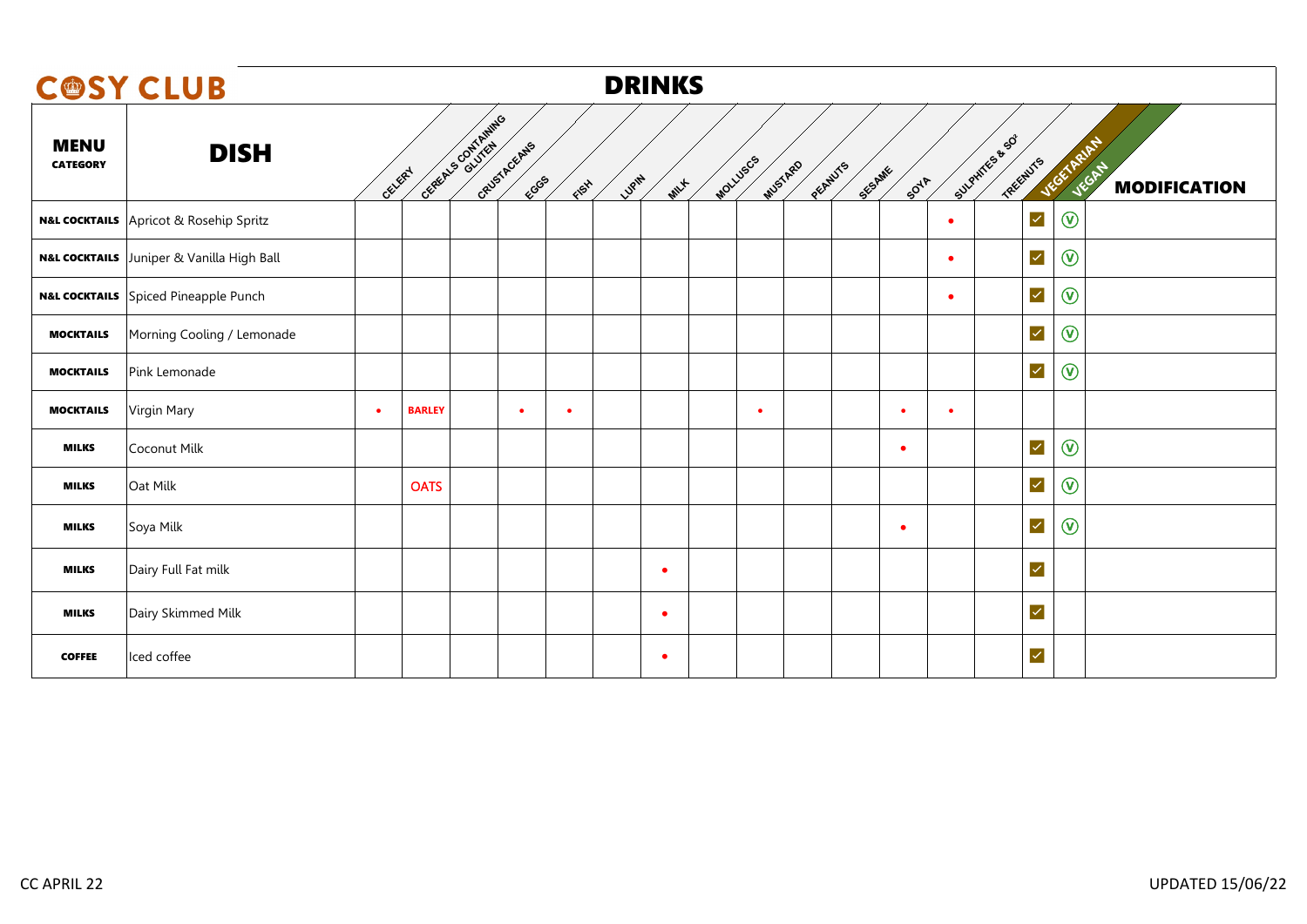# COSY CLUB

## DRINKS

| MENU CATEGORY | DISH | CELERY | CEREALS CONTAINING GLUTEN | CRUSTACEANS | EGGS | FISH | LUPIN | MILK | MOLLUSCS | MUSTARD | PEANUTS | SESAME | SOYA | SULPHITES & $SO_2$ | TREENUTS | VEGETARIAN | VEGAN | MODIFICATION |
|---|---|---|---|---|---|---|---|---|---|---|---|---|---|---|---|---|---|---|
| N&L COCKTAILS | Apricot & Rosehip Spritz | | | | | | | | | | | | | • | | ✓ | Ⓥ | |
| N&L COCKTAILS | Juniper & Vanilla High Ball | | | | | | | | | | | | | • | | ✓ | Ⓥ | |
| N&L COCKTAILS | Spiced Pineapple Punch | | | | | | | | | | | | | • | | ✓ | Ⓥ | |
| MOCKTAILS | Morning Cooling / Lemonade | | | | | | | | | | | | | | | ✓ | Ⓥ | |
| MOCKTAILS | Pink Lemonade | | | | | | | | | | | | | | | ✓ | Ⓥ | |
| MOCKTAILS | Virgin Mary | • | BARLEY | | • | • | | | | • | | | • | • | | | | |
| MILKS | Coconut Milk | | | | | | | | | | | | • | | | ✓ | Ⓥ | |
| MILKS | Oat Milk | | OATS | | | | | | | | | | | | | ✓ | Ⓥ | |
| MILKS | Soya Milk | | | | | | | | | | | | • | | | ✓ | Ⓥ | |
| MILKS | Dairy Full Fat milk | | | | | | | • | | | | | | | | ✓ | | |
| MILKS | Dairy Skimmed Milk | | | | | | | • | | | | | | | | ✓ | | |
| COFFEE | Iced coffee | | | | | | | • | | | | | | | | ✓ | | |